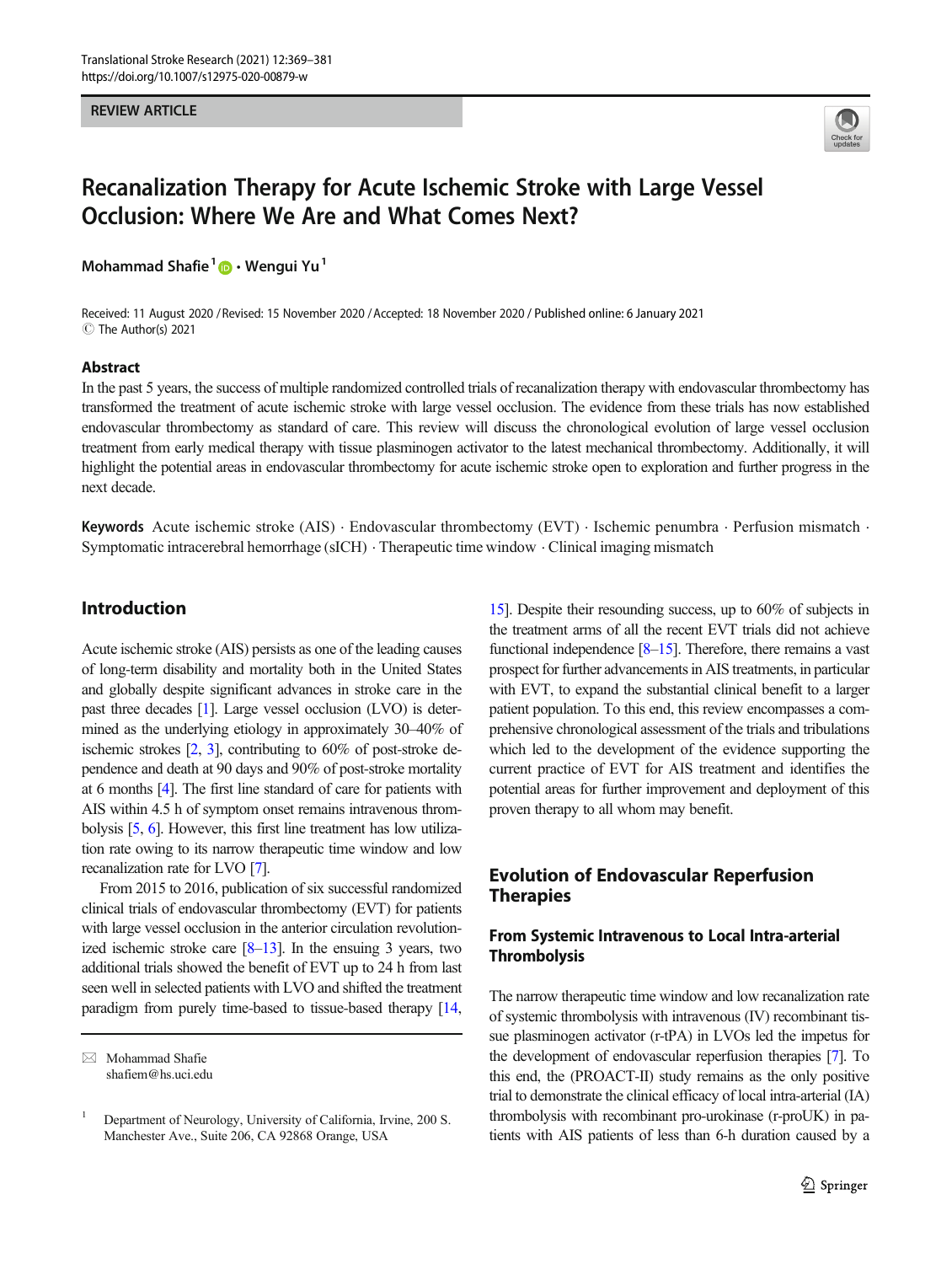REVIEW ARTICLE

# Recanalization Therapy for Acute Ischemic Stroke with Large Vessel Occlusion: Where We Are and What Comes Next?

Mohammad Shafie[1] · Wengui Yu[1]

Received: 11 August 2020 / Revised: 15 November 2020 / Accepted: 18 November 2020 / Published online: 6 January 2021
© The Author(s) 2021

## Abstract

In the past 5 years, the success of multiple randomized controlled trials of recanalization therapy with endovascular thrombectomy has transformed the treatment of acute ischemic stroke with large vessel occlusion. The evidence from these trials has now established endovascular thrombectomy as standard of care. This review will discuss the chronological evolution of large vessel occlusion treatment from early medical therapy with tissue plasminogen activator to the latest mechanical thrombectomy. Additionally, it will highlight the potential areas in endovascular thrombectomy for acute ischemic stroke open to exploration and further progress in the next decade.

**Keywords** Acute ischemic stroke (AIS) · Endovascular thrombectomy (EVT) · Ischemic penumbra · Perfusion mismatch · Symptomatic intracerebral hemorrhage (sICH) · Therapeutic time window · Clinical imaging mismatch

## Introduction

Acute ischemic stroke (AIS) persists as one of the leading causes of long-term disability and mortality both in the United States and globally despite significant advances in stroke care in the past three decades [1]. Large vessel occlusion (LVO) is determined as the underlying etiology in approximately 30–40% of ischemic strokes [2, 3], contributing to 60% of post-stroke dependence and death at 90 days and 90% of post-stroke mortality at 6 months [4]. The first line standard of care for patients with AIS within 4.5 h of symptom onset remains intravenous thrombolysis [5, 6]. However, this first line treatment has low utilization rate owing to its narrow therapeutic time window and low recanalization rate for LVO [7].

From 2015 to 2016, publication of six successful randomized clinical trials of endovascular thrombectomy (EVT) for patients with large vessel occlusion in the anterior circulation revolutionized ischemic stroke care [8–13]. In the ensuing 3 years, two additional trials showed the benefit of EVT up to 24 h from last seen well in selected patients with LVO and shifted the treatment paradigm from purely time-based to tissue-based therapy [14, 15]. Despite their resounding success, up to 60% of subjects in the treatment arms of all the recent EVT trials did not achieve functional independence [8–15]. Therefore, there remains a vast prospect for further advancements in AIS treatments, in particular with EVT, to expand the substantial clinical benefit to a larger patient population. To this end, this review encompasses a comprehensive chronological assessment of the trials and tribulations which led to the development of the evidence supporting the current practice of EVT for AIS treatment and identifies the potential areas for further improvement and deployment of this proven therapy to all whom may benefit.

## Evolution of Endovascular Reperfusion Therapies

### From Systemic Intravenous to Local Intra-arterial Thrombolysis

The narrow therapeutic time window and low recanalization rate of systemic thrombolysis with intravenous (IV) recombinant tissue plasminogen activator (r-tPA) in LVOs led the impetus for the development of endovascular reperfusion therapies [7]. To this end, the (PROACT-II) study remains as the only positive trial to demonstrate the clinical efficacy of local intra-arterial (IA) thrombolysis with recombinant pro-urokinase (r-proUK) in patients with AIS patients of less than 6-h duration caused by a

✉ Mohammad Shafie
shafiem@hs.uci.edu

[1] Department of Neurology, University of California, Irvine, 200 S. Manchester Ave., Suite 206, CA 92868 Orange, USA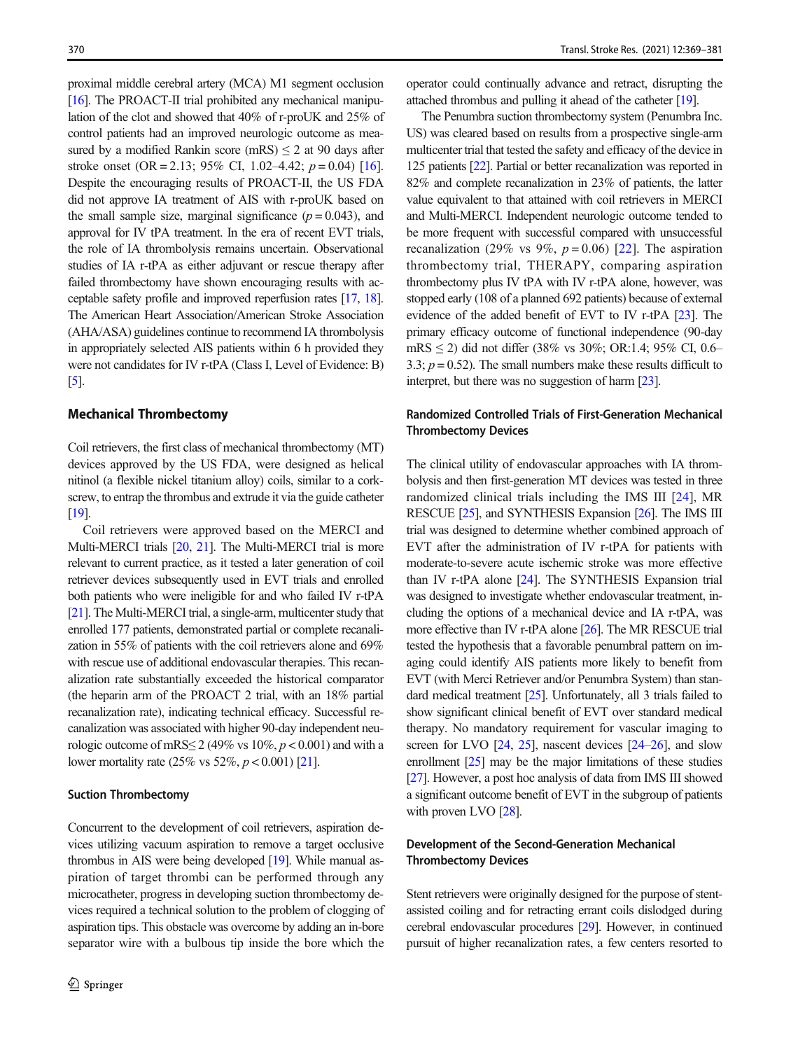proximal middle cerebral artery (MCA) M1 segment occlusion [16]. The PROACT-II trial prohibited any mechanical manipulation of the clot and showed that 40% of r-proUK and 25% of control patients had an improved neurologic outcome as measured by a modified Rankin score (mRS) ≤ 2 at 90 days after stroke onset (OR = 2.13; 95% CI, 1.02–4.42; $p = 0.04$) [16]. Despite the encouraging results of PROACT-II, the US FDA did not approve IA treatment of AIS with r-proUK based on the small sample size, marginal significance ($p = 0.043$), and approval for IV tPA treatment. In the era of recent EVT trials, the role of IA thrombolysis remains uncertain. Observational studies of IA r-tPA as either adjuvant or rescue therapy after failed thrombectomy have shown encouraging results with acceptable safety profile and improved reperfusion rates [17, 18]. The American Heart Association/American Stroke Association (AHA/ASA) guidelines continue to recommend IA thrombolysis in appropriately selected AIS patients within 6 h provided they were not candidates for IV r-tPA (Class I, Level of Evidence: B) [5].

## Mechanical Thrombectomy

Coil retrievers, the first class of mechanical thrombectomy (MT) devices approved by the US FDA, were designed as helical nitinol (a flexible nickel titanium alloy) coils, similar to a corkscrew, to entrap the thrombus and extrude it via the guide catheter [19].

Coil retrievers were approved based on the MERCI and Multi-MERCI trials [20, 21]. The Multi-MERCI trial is more relevant to current practice, as it tested a later generation of coil retriever devices subsequently used in EVT trials and enrolled both patients who were ineligible for and who failed IV r-tPA [21]. The Multi-MERCI trial, a single-arm, multicenter study that enrolled 177 patients, demonstrated partial or complete recanalization in 55% of patients with the coil retrievers alone and 69% with rescue use of additional endovascular therapies. This recanalization rate substantially exceeded the historical comparator (the heparin arm of the PROACT 2 trial, with an 18% partial recanalization rate), indicating technical efficacy. Successful recanalization was associated with higher 90-day independent neurologic outcome of mRS≤ 2 (49% vs 10%, $p < 0.001$) and with a lower mortality rate (25% vs 52%, $p < 0.001$) [21].

### Suction Thrombectomy

Concurrent to the development of coil retrievers, aspiration devices utilizing vacuum aspiration to remove a target occlusive thrombus in AIS were being developed [19]. While manual aspiration of target thrombi can be performed through any microcatheter, progress in developing suction thrombectomy devices required a technical solution to the problem of clogging of aspiration tips. This obstacle was overcome by adding an in-bore separator wire with a bulbous tip inside the bore which the operator could continually advance and retract, disrupting the attached thrombus and pulling it ahead of the catheter [19].

The Penumbra suction thrombectomy system (Penumbra Inc. US) was cleared based on results from a prospective single-arm multicenter trial that tested the safety and efficacy of the device in 125 patients [22]. Partial or better recanalization was reported in 82% and complete recanalization in 23% of patients, the latter value equivalent to that attained with coil retrievers in MERCI and Multi-MERCI. Independent neurologic outcome tended to be more frequent with successful compared with unsuccessful recanalization (29% vs 9%, $p = 0.06$) [22]. The aspiration thrombectomy trial, THERAPY, comparing aspiration thrombectomy plus IV tPA with IV r-tPA alone, however, was stopped early (108 of a planned 692 patients) because of external evidence of the added benefit of EVT to IV r-tPA [23]. The primary efficacy outcome of functional independence (90-day mRS ≤ 2) did not differ (38% vs 30%; OR:1.4; 95% CI, 0.6–3.3; $p = 0.52$). The small numbers make these results difficult to interpret, but there was no suggestion of harm [23].

### Randomized Controlled Trials of First-Generation Mechanical Thrombectomy Devices

The clinical utility of endovascular approaches with IA thrombolysis and then first-generation MT devices was tested in three randomized clinical trials including the IMS III [24], MR RESCUE [25], and SYNTHESIS Expansion [26]. The IMS III trial was designed to determine whether combined approach of EVT after the administration of IV r-tPA for patients with moderate-to-severe acute ischemic stroke was more effective than IV r-tPA alone [24]. The SYNTHESIS Expansion trial was designed to investigate whether endovascular treatment, including the options of a mechanical device and IA r-tPA, was more effective than IV r-tPA alone [26]. The MR RESCUE trial tested the hypothesis that a favorable penumbral pattern on imaging could identify AIS patients more likely to benefit from EVT (with Merci Retriever and/or Penumbra System) than standard medical treatment [25]. Unfortunately, all 3 trials failed to show significant clinical benefit of EVT over standard medical therapy. No mandatory requirement for vascular imaging to screen for LVO [24, 25], nascent devices [24–26], and slow enrollment [25] may be the major limitations of these studies [27]. However, a post hoc analysis of data from IMS III showed a significant outcome benefit of EVT in the subgroup of patients with proven LVO [28].

### Development of the Second-Generation Mechanical Thrombectomy Devices

Stent retrievers were originally designed for the purpose of stent-assisted coiling and for retracting errant coils dislodged during cerebral endovascular procedures [29]. However, in continued pursuit of higher recanalization rates, a few centers resorted to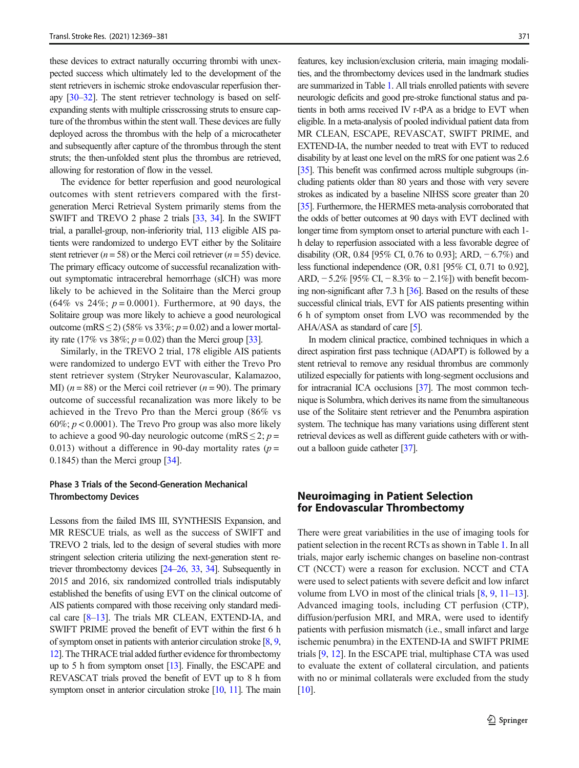these devices to extract naturally occurring thrombi with unexpected success which ultimately led to the development of the stent retrievers in ischemic stroke endovascular reperfusion therapy [30–32]. The stent retriever technology is based on self-expanding stents with multiple crisscrossing struts to ensure capture of the thrombus within the stent wall. These devices are fully deployed across the thrombus with the help of a microcatheter and subsequently after capture of the thrombus through the stent struts; the then-unfolded stent plus the thrombus are retrieved, allowing for restoration of flow in the vessel.

The evidence for better reperfusion and good neurological outcomes with stent retrievers compared with the first-generation Merci Retrieval System primarily stems from the SWIFT and TREVO 2 phase 2 trials [33, 34]. In the SWIFT trial, a parallel-group, non-inferiority trial, 113 eligible AIS patients were randomized to undergo EVT either by the Solitaire stent retriever ($n = 58$) or the Merci coil retriever ($n = 55$) device. The primary efficacy outcome of successful recanalization without symptomatic intracerebral hemorrhage (sICH) was more likely to be achieved in the Solitaire than the Merci group (64% vs 24%; $p = 0.0001$). Furthermore, at 90 days, the Solitaire group was more likely to achieve a good neurological outcome (mRS $\leq 2$) (58% vs 33%; $p = 0.02$) and a lower mortality rate (17% vs 38%; $p = 0.02$) than the Merci group [33].

Similarly, in the TREVO 2 trial, 178 eligible AIS patients were randomized to undergo EVT with either the Trevo Pro stent retriever system (Stryker Neurovascular, Kalamazoo, MI) ($n = 88$) or the Merci coil retriever ($n = 90$). The primary outcome of successful recanalization was more likely to be achieved in the Trevo Pro than the Merci group (86% vs 60%; $p < 0.0001$). The Trevo Pro group was also more likely to achieve a good 90-day neurologic outcome (mRS $\leq 2$; $p = 0.013$) without a difference in 90-day mortality rates ($p = 0.1845$) than the Merci group [34].

### Phase 3 Trials of the Second-Generation Mechanical Thrombectomy Devices

Lessons from the failed IMS III, SYNTHESIS Expansion, and MR RESCUE trials, as well as the success of SWIFT and TREVO 2 trials, led to the design of several studies with more stringent selection criteria utilizing the next-generation stent retriever thrombectomy devices [24–26, 33, 34]. Subsequently in 2015 and 2016, six randomized controlled trials indisputably established the benefits of using EVT on the clinical outcome of AIS patients compared with those receiving only standard medical care [8–13]. The trials MR CLEAN, EXTEND-IA, and SWIFT PRIME proved the benefit of EVT within the first 6 h of symptom onset in patients with anterior circulation stroke [8, 9, 12]. The THRACE trial added further evidence for thrombectomy up to 5 h from symptom onset [13]. Finally, the ESCAPE and REVASCAT trials proved the benefit of EVT up to 8 h from symptom onset in anterior circulation stroke [10, 11]. The main features, key inclusion/exclusion criteria, main imaging modalities, and the thrombectomy devices used in the landmark studies are summarized in Table 1. All trials enrolled patients with severe neurologic deficits and good pre-stroke functional status and patients in both arms received IV r-tPA as a bridge to EVT when eligible. In a meta-analysis of pooled individual patient data from MR CLEAN, ESCAPE, REVASCAT, SWIFT PRIME, and EXTEND-IA, the number needed to treat with EVT to reduced disability by at least one level on the mRS for one patient was 2.6 [35]. This benefit was confirmed across multiple subgroups (including patients older than 80 years and those with very severe strokes as indicated by a baseline NIHSS score greater than 20 [35]. Furthermore, the HERMES meta-analysis corroborated that the odds of better outcomes at 90 days with EVT declined with longer time from symptom onset to arterial puncture with each 1-h delay to reperfusion associated with a less favorable degree of disability (OR, 0.84 [95% CI, 0.76 to 0.93]; ARD, −6.7%) and less functional independence (OR, 0.81 [95% CI, 0.71 to 0.92], ARD, −5.2% [95% CI, −8.3% to −2.1%]) with benefit becoming non-significant after 7.3 h [36]. Based on the results of these successful clinical trials, EVT for AIS patients presenting within 6 h of symptom onset from LVO was recommended by the AHA/ASA as standard of care [5].

In modern clinical practice, combined techniques in which a direct aspiration first pass technique (ADAPT) is followed by a stent retrieval to remove any residual thrombus are commonly utilized especially for patients with long-segment occlusions and for intracranial ICA occlusions [37]. The most common technique is Solumbra, which derives its name from the simultaneous use of the Solitaire stent retriever and the Penumbra aspiration system. The technique has many variations using different stent retrieval devices as well as different guide catheters with or without a balloon guide catheter [37].

## Neuroimaging in Patient Selection for Endovascular Thrombectomy

There were great variabilities in the use of imaging tools for patient selection in the recent RCTs as shown in Table 1. In all trials, major early ischemic changes on baseline non-contrast CT (NCCT) were a reason for exclusion. NCCT and CTA were used to select patients with severe deficit and low infarct volume from LVO in most of the clinical trials [8, 9, 11–13]. Advanced imaging tools, including CT perfusion (CTP), diffusion/perfusion MRI, and MRA, were used to identify patients with perfusion mismatch (i.e., small infarct and large ischemic penumbra) in the EXTEND-IA and SWIFT PRIME trials [9, 12]. In the ESCAPE trial, multiphase CTA was used to evaluate the extent of collateral circulation, and patients with no or minimal collaterals were excluded from the study [10].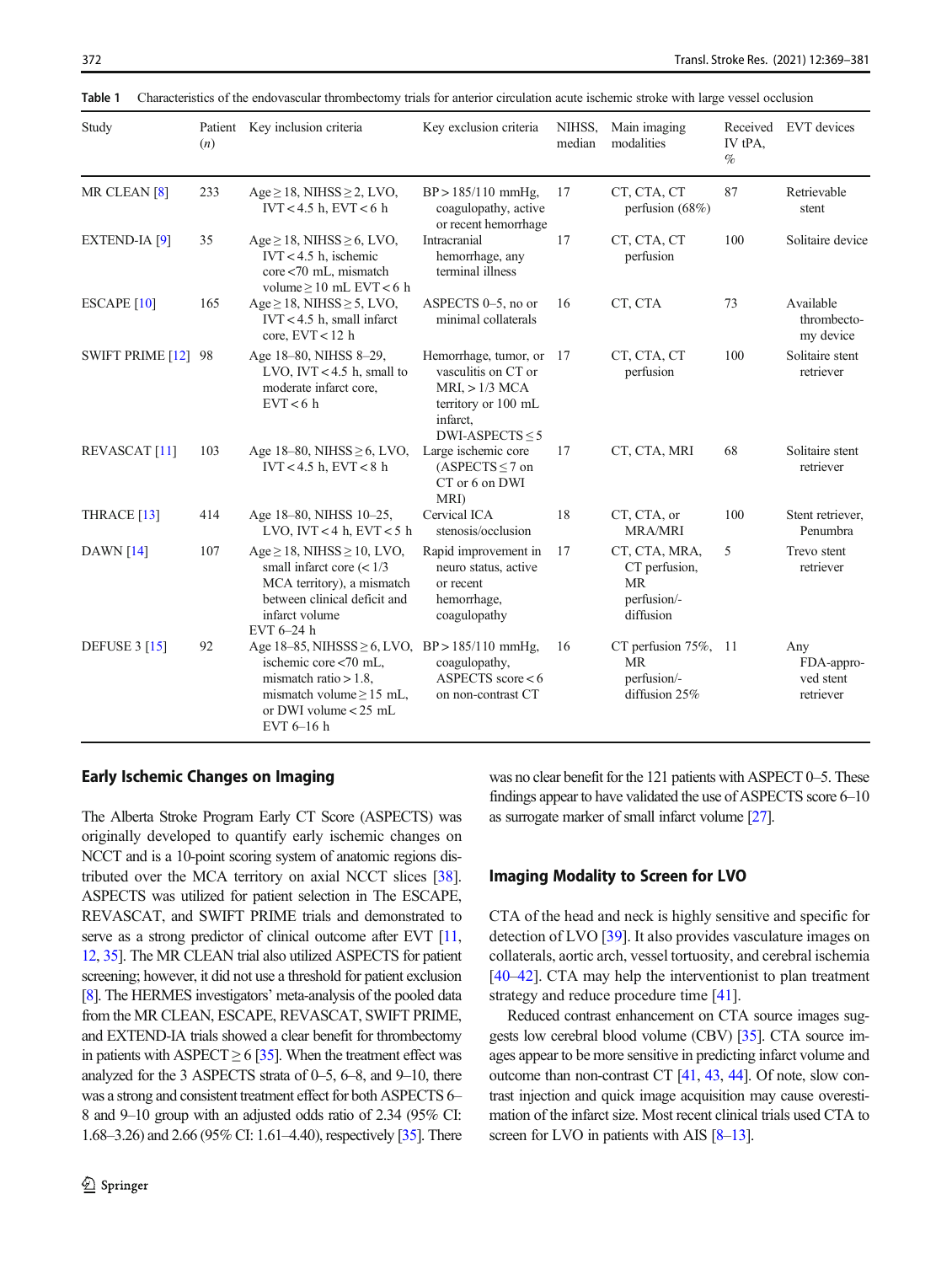Table 1 Characteristics of the endovascular thrombectomy trials for anterior circulation acute ischemic stroke with large vessel occlusion

| Study | Patient (*n*) | Key inclusion criteria | Key exclusion criteria | NIHSS, median | Main imaging modalities | Received IV tPA, % | EVT devices |
|---|---|---|---|---|---|---|---|
| MR CLEAN [8] | 233 | Age ≥ 18, NIHSS ≥ 2, LVO, IVT < 4.5 h, EVT < 6 h | BP > 185/110 mmHg, coagulopathy, active or recent hemorrhage | 17 | CT, CTA, CT perfusion (68%) | 87 | Retrievable stent |
| EXTEND-IA [9] | 35 | Age ≥ 18, NIHSS ≥ 6, LVO, IVT < 4.5 h, ischemic core < 70 mL, mismatch volume ≥ 10 mL EVT < 6 h | Intracranial hemorrhage, any terminal illness | 17 | CT, CTA, CT perfusion | 100 | Solitaire device |
| ESCAPE [10] | 165 | Age ≥ 18, NIHSS ≥ 5, LVO, IVT < 4.5 h, small infarct core, EVT < 12 h | ASPECTS 0–5, no or minimal collaterals | 16 | CT, CTA | 73 | Available thrombectomy device |
| SWIFT PRIME [12] | 98 | Age 18–80, NIHSS 8–29, LVO, IVT < 4.5 h, small to moderate infarct core, EVT < 6 h | Hemorrhage, tumor, or vasculitis on CT or MRI, > 1/3 MCA territory or 100 mL infarct, DWI-ASPECTS ≤ 5 | 17 | CT, CTA, CT perfusion | 100 | Solitaire stent retriever |
| REVASCAT [11] | 103 | Age 18–80, NIHSS ≥ 6, LVO, IVT < 4.5 h, EVT < 8 h | Large ischemic core (ASPECTS ≤ 7 on CT or 6 on DWI MRI) | 17 | CT, CTA, MRI | 68 | Solitaire stent retriever |
| THRACE [13] | 414 | Age 18–80, NIHSS 10–25, LVO, IVT < 4 h, EVT < 5 h | Cervical ICA stenosis/occlusion | 18 | CT, CTA, or MRA/MRI | 100 | Stent retriever, Penumbra |
| DAWN [14] | 107 | Age ≥ 18, NIHSS ≥ 10, LVO, small infarct core (< 1/3 MCA territory), a mismatch between clinical deficit and infarct volume EVT 6–24 h | Rapid improvement in neuro status, active or recent hemorrhage, coagulopathy | 17 | CT, CTA, MRA, CT perfusion, MR perfusion/-diffusion | 5 | Trevo stent retriever |
| DEFUSE 3 [15] | 92 | Age 18–85, NIHSSS ≥ 6, LVO, ischemic core < 70 mL, mismatch ratio > 1.8, mismatch volume ≥ 15 mL, or DWI volume < 25 mL EVT 6–16 h | BP > 185/110 mmHg, coagulopathy, ASPECTS score < 6 on non-contrast CT | 16 | CT perfusion 75%, MR perfusion/-diffusion 25% | 11 | Any FDA-approved stent retriever |

## Early Ischemic Changes on Imaging

The Alberta Stroke Program Early CT Score (ASPECTS) was originally developed to quantify early ischemic changes on NCCT and is a 10-point scoring system of anatomic regions distributed over the MCA territory on axial NCCT slices [38]. ASPECTS was utilized for patient selection in The ESCAPE, REVASCAT, and SWIFT PRIME trials and demonstrated to serve as a strong predictor of clinical outcome after EVT [11, 12, 35]. The MR CLEAN trial also utilized ASPECTS for patient screening; however, it did not use a threshold for patient exclusion [8]. The HERMES investigators' meta-analysis of the pooled data from the MR CLEAN, ESCAPE, REVASCAT, SWIFT PRIME, and EXTEND-IA trials showed a clear benefit for thrombectomy in patients with ASPECT ≥ 6 [35]. When the treatment effect was analyzed for the 3 ASPECTS strata of 0–5, 6–8, and 9–10, there was a strong and consistent treatment effect for both ASPECTS 6–8 and 9–10 group with an adjusted odds ratio of 2.34 (95% CI: 1.68–3.26) and 2.66 (95% CI: 1.61–4.40), respectively [35]. There was no clear benefit for the 121 patients with ASPECT 0–5. These findings appear to have validated the use of ASPECTS score 6–10 as surrogate marker of small infarct volume [27].

## Imaging Modality to Screen for LVO

CTA of the head and neck is highly sensitive and specific for detection of LVO [39]. It also provides vasculature images on collaterals, aortic arch, vessel tortuosity, and cerebral ischemia [40–42]. CTA may help the interventionist to plan treatment strategy and reduce procedure time [41].

Reduced contrast enhancement on CTA source images suggests low cerebral blood volume (CBV) [35]. CTA source images appear to be more sensitive in predicting infarct volume and outcome than non-contrast CT [41, 43, 44]. Of note, slow contrast injection and quick image acquisition may cause overestimation of the infarct size. Most recent clinical trials used CTA to screen for LVO in patients with AIS [8–13].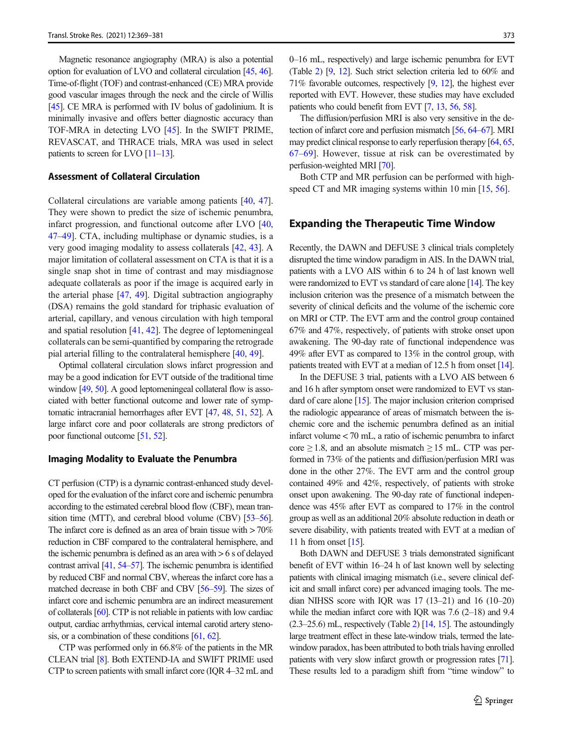Magnetic resonance angiography (MRA) is also a potential option for evaluation of LVO and collateral circulation [45, 46]. Time-of-flight (TOF) and contrast-enhanced (CE) MRA provide good vascular images through the neck and the circle of Willis [45]. CE MRA is performed with IV bolus of gadolinium. It is minimally invasive and offers better diagnostic accuracy than TOF-MRA in detecting LVO [45]. In the SWIFT PRIME, REVASCAT, and THRACE trials, MRA was used in select patients to screen for LVO [11–13].

### Assessment of Collateral Circulation

Collateral circulations are variable among patients [40, 47]. They were shown to predict the size of ischemic penumbra, infarct progression, and functional outcome after LVO [40, 47–49]. CTA, including multiphase or dynamic studies, is a very good imaging modality to assess collaterals [42, 43]. A major limitation of collateral assessment on CTA is that it is a single snap shot in time of contrast and may misdiagnose adequate collaterals as poor if the image is acquired early in the arterial phase [47, 49]. Digital subtraction angiography (DSA) remains the gold standard for triphasic evaluation of arterial, capillary, and venous circulation with high temporal and spatial resolution [41, 42]. The degree of leptomeningeal collaterals can be semi-quantified by comparing the retrograde pial arterial filling to the contralateral hemisphere [40, 49].

Optimal collateral circulation slows infarct progression and may be a good indication for EVT outside of the traditional time window [49, 50]. A good leptomeningeal collateral flow is associated with better functional outcome and lower rate of symptomatic intracranial hemorrhages after EVT [47, 48, 51, 52]. A large infarct core and poor collaterals are strong predictors of poor functional outcome [51, 52].

### Imaging Modality to Evaluate the Penumbra

CT perfusion (CTP) is a dynamic contrast-enhanced study developed for the evaluation of the infarct core and ischemic penumbra according to the estimated cerebral blood flow (CBF), mean transition time (MTT), and cerebral blood volume (CBV) [53–56]. The infarct core is defined as an area of brain tissue with > 70% reduction in CBF compared to the contralateral hemisphere, and the ischemic penumbra is defined as an area with > 6 s of delayed contrast arrival [41, 54–57]. The ischemic penumbra is identified by reduced CBF and normal CBV, whereas the infarct core has a matched decrease in both CBF and CBV [56–59]. The sizes of infarct core and ischemic penumbra are an indirect measurement of collaterals [60]. CTP is not reliable in patients with low cardiac output, cardiac arrhythmias, cervical internal carotid artery stenosis, or a combination of these conditions [61, 62].

CTP was performed only in 66.8% of the patients in the MR CLEAN trial [8]. Both EXTEND-IA and SWIFT PRIME used CTP to screen patients with small infarct core (IQR 4–32 mL and 0–16 mL, respectively) and large ischemic penumbra for EVT (Table 2) [9, 12]. Such strict selection criteria led to 60% and 71% favorable outcomes, respectively [9, 12], the highest ever reported with EVT. However, these studies may have excluded patients who could benefit from EVT [7, 13, 56, 58].

The diffusion/perfusion MRI is also very sensitive in the detection of infarct core and perfusion mismatch [56, 64–67]. MRI may predict clinical response to early reperfusion therapy [64, 65, 67–69]. However, tissue at risk can be overestimated by perfusion-weighted MRI [70].

Both CTP and MR perfusion can be performed with high-speed CT and MR imaging systems within 10 min [15, 56].

## Expanding the Therapeutic Time Window

Recently, the DAWN and DEFUSE 3 clinical trials completely disrupted the time window paradigm in AIS. In the DAWN trial, patients with a LVO AIS within 6 to 24 h of last known well were randomized to EVT vs standard of care alone [14]. The key inclusion criterion was the presence of a mismatch between the severity of clinical deficits and the volume of the ischemic core on MRI or CTP. The EVT arm and the control group contained 67% and 47%, respectively, of patients with stroke onset upon awakening. The 90-day rate of functional independence was 49% after EVT as compared to 13% in the control group, with patients treated with EVT at a median of 12.5 h from onset [14].

In the DEFUSE 3 trial, patients with a LVO AIS between 6 and 16 h after symptom onset were randomized to EVT vs standard of care alone [15]. The major inclusion criterion comprised the radiologic appearance of areas of mismatch between the ischemic core and the ischemic penumbra defined as an initial infarct volume < 70 mL, a ratio of ischemic penumbra to infarct core ≥ 1.8, and an absolute mismatch ≥ 15 mL. CTP was performed in 73% of the patients and diffusion/perfusion MRI was done in the other 27%. The EVT arm and the control group contained 49% and 42%, respectively, of patients with stroke onset upon awakening. The 90-day rate of functional independence was 45% after EVT as compared to 17% in the control group as well as an additional 20% absolute reduction in death or severe disability, with patients treated with EVT at a median of 11 h from onset [15].

Both DAWN and DEFUSE 3 trials demonstrated significant benefit of EVT within 16–24 h of last known well by selecting patients with clinical imaging mismatch (i.e., severe clinical deficit and small infarct core) per advanced imaging tools. The median NIHSS score with IQR was 17 (13–21) and 16 (10–20) while the median infarct core with IQR was 7.6 (2–18) and 9.4 (2.3–25.6) mL, respectively (Table 2) [14, 15]. The astoundingly large treatment effect in these late-window trials, termed the late-window paradox, has been attributed to both trials having enrolled patients with very slow infarct growth or progression rates [71]. These results led to a paradigm shift from “time window” to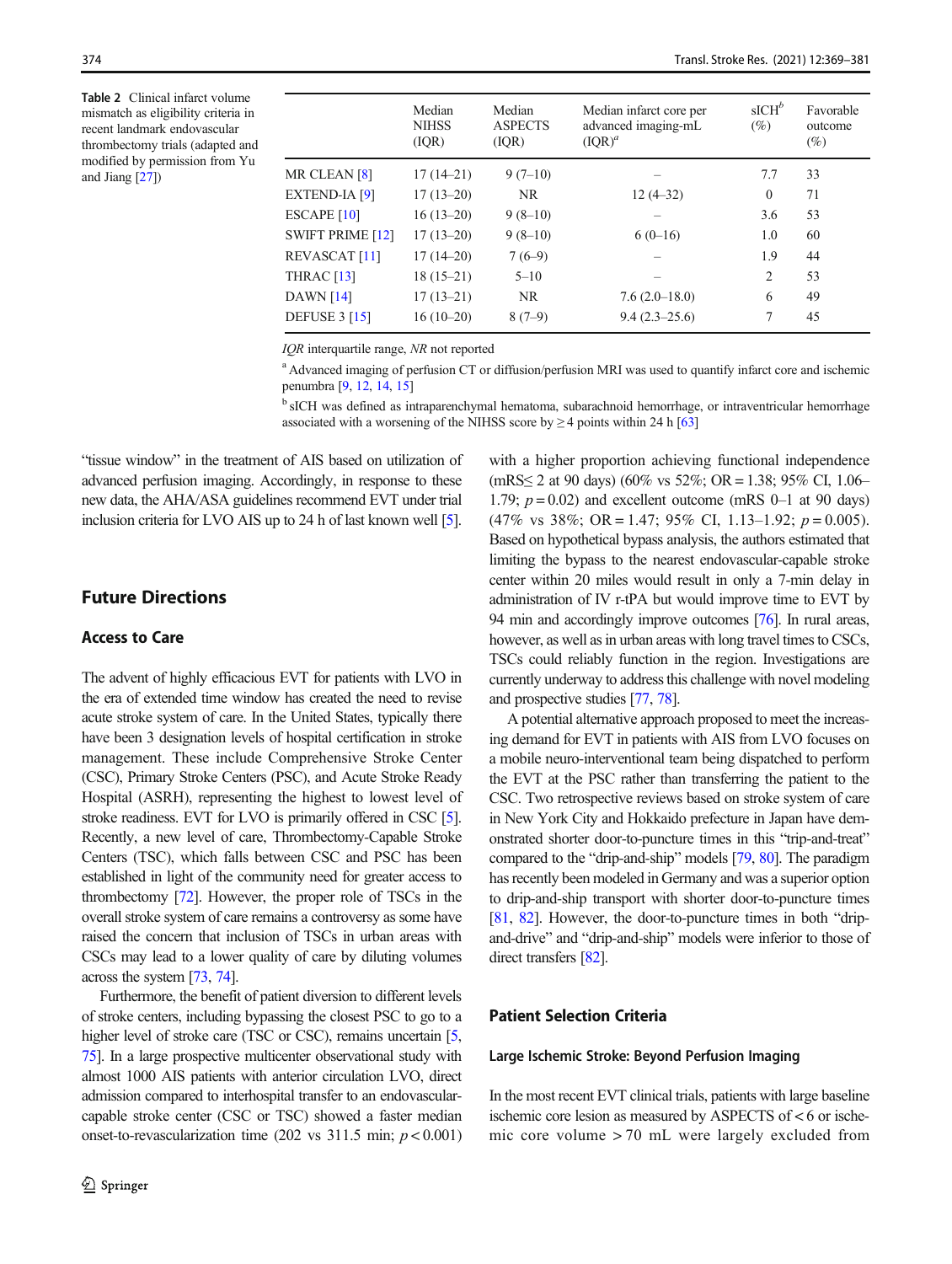**Table 2** Clinical infarct volume mismatch as eligibility criteria in recent landmark endovascular thrombectomy trials (adapted and modified by permission from Yu and Jiang [27])

| | Median NIHSS (IQR) | Median ASPECTS (IQR) | Median infarct core per advanced imaging-mL (IQR)[a] | sICH[b] (%) | Favorable outcome (%) |
|---|---|---|---|---|---|
| MR CLEAN [8] | 17 (14–21) | 9 (7–10) | – | 7.7 | 33 |
| EXTEND-IA [9] | 17 (13–20) | NR | 12 (4–32) | 0 | 71 |
| ESCAPE [10] | 16 (13–20) | 9 (8–10) | – | 3.6 | 53 |
| SWIFT PRIME [12] | 17 (13–20) | 9 (8–10) | 6 (0–16) | 1.0 | 60 |
| REVASCAT [11] | 17 (14–20) | 7 (6–9) | – | 1.9 | 44 |
| THRAC [13] | 18 (15–21) | 5–10 | – | 2 | 53 |
| DAWN [14] | 17 (13–21) | NR | 7.6 (2.0–18.0) | 6 | 49 |
| DEFUSE 3 [15] | 16 (10–20) | 8 (7–9) | 9.4 (2.3–25.6) | 7 | 45 |

*IQR* interquartile range, *NR* not reported

[a] Advanced imaging of perfusion CT or diffusion/perfusion MRI was used to quantify infarct core and ischemic penumbra [9, 12, 14, 15]

[b] sICH was defined as intraparenchymal hematoma, subarachnoid hemorrhage, or intraventricular hemorrhage associated with a worsening of the NIHSS score by ≥ 4 points within 24 h [63]

"tissue window" in the treatment of AIS based on utilization of advanced perfusion imaging. Accordingly, in response to these new data, the AHA/ASA guidelines recommend EVT under trial inclusion criteria for LVO AIS up to 24 h of last known well [5].

## Future Directions

### Access to Care

The advent of highly efficacious EVT for patients with LVO in the era of extended time window has created the need to revise acute stroke system of care. In the United States, typically there have been 3 designation levels of hospital certification in stroke management. These include Comprehensive Stroke Center (CSC), Primary Stroke Centers (PSC), and Acute Stroke Ready Hospital (ASRH), representing the highest to lowest level of stroke readiness. EVT for LVO is primarily offered in CSC [5]. Recently, a new level of care, Thrombectomy-Capable Stroke Centers (TSC), which falls between CSC and PSC has been established in light of the community need for greater access to thrombectomy [72]. However, the proper role of TSCs in the overall stroke system of care remains a controversy as some have raised the concern that inclusion of TSCs in urban areas with CSCs may lead to a lower quality of care by diluting volumes across the system [73, 74].

Furthermore, the benefit of patient diversion to different levels of stroke centers, including bypassing the closest PSC to go to a higher level of stroke care (TSC or CSC), remains uncertain [5, 75]. In a large prospective multicenter observational study with almost 1000 AIS patients with anterior circulation LVO, direct admission compared to interhospital transfer to an endovascular-capable stroke center (CSC or TSC) showed a faster median onset-to-revascularization time (202 vs 311.5 min; $p < 0.001$) with a higher proportion achieving functional independence (mRS≤ 2 at 90 days) (60% vs 52%; OR = 1.38; 95% CI, 1.06–1.79; $p = 0.02$) and excellent outcome (mRS 0–1 at 90 days) (47% vs 38%; OR = 1.47; 95% CI, 1.13–1.92; $p = 0.005$). Based on hypothetical bypass analysis, the authors estimated that limiting the bypass to the nearest endovascular-capable stroke center within 20 miles would result in only a 7-min delay in administration of IV r-tPA but would improve time to EVT by 94 min and accordingly improve outcomes [76]. In rural areas, however, as well as in urban areas with long travel times to CSCs, TSCs could reliably function in the region. Investigations are currently underway to address this challenge with novel modeling and prospective studies [77, 78].

A potential alternative approach proposed to meet the increasing demand for EVT in patients with AIS from LVO focuses on a mobile neuro-interventional team being dispatched to perform the EVT at the PSC rather than transferring the patient to the CSC. Two retrospective reviews based on stroke system of care in New York City and Hokkaido prefecture in Japan have demonstrated shorter door-to-puncture times in this "trip-and-treat" compared to the "drip-and-ship" models [79, 80]. The paradigm has recently been modeled in Germany and was a superior option to drip-and-ship transport with shorter door-to-puncture times [81, 82]. However, the door-to-puncture times in both "drip-and-drive" and "drip-and-ship" models were inferior to those of direct transfers [82].

## Patient Selection Criteria

### Large Ischemic Stroke: Beyond Perfusion Imaging

In the most recent EVT clinical trials, patients with large baseline ischemic core lesion as measured by ASPECTS of < 6 or ischemic core volume > 70 mL were largely excluded from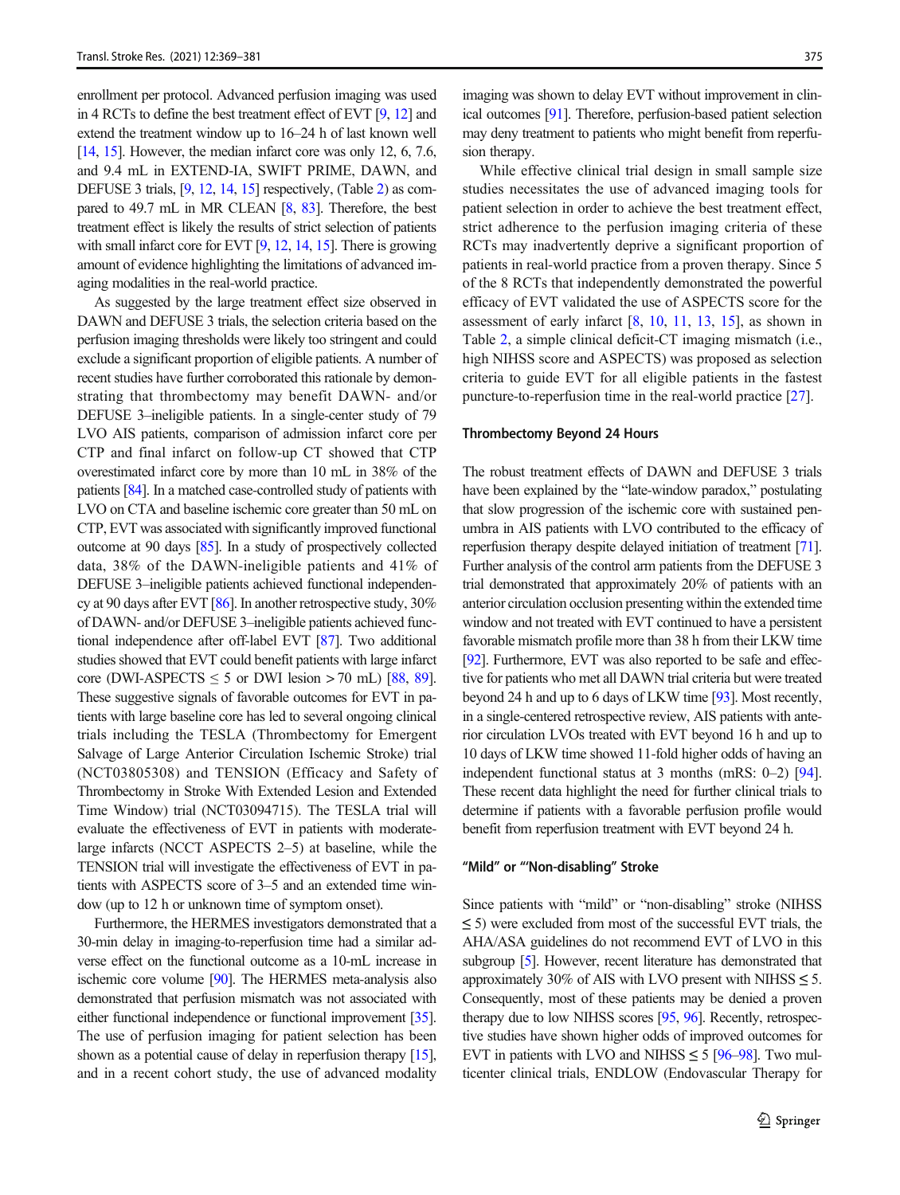enrollment per protocol. Advanced perfusion imaging was used in 4 RCTs to define the best treatment effect of EVT [9, 12] and extend the treatment window up to 16–24 h of last known well [14, 15]. However, the median infarct core was only 12, 6, 7.6, and 9.4 mL in EXTEND-IA, SWIFT PRIME, DAWN, and DEFUSE 3 trials, [9, 12, 14, 15] respectively, (Table 2) as compared to 49.7 mL in MR CLEAN [8, 83]. Therefore, the best treatment effect is likely the results of strict selection of patients with small infarct core for EVT [9, 12, 14, 15]. There is growing amount of evidence highlighting the limitations of advanced imaging modalities in the real-world practice.

As suggested by the large treatment effect size observed in DAWN and DEFUSE 3 trials, the selection criteria based on the perfusion imaging thresholds were likely too stringent and could exclude a significant proportion of eligible patients. A number of recent studies have further corroborated this rationale by demonstrating that thrombectomy may benefit DAWN- and/or DEFUSE 3–ineligible patients. In a single-center study of 79 LVO AIS patients, comparison of admission infarct core per CTP and final infarct on follow-up CT showed that CTP overestimated infarct core by more than 10 mL in 38% of the patients [84]. In a matched case-controlled study of patients with LVO on CTA and baseline ischemic core greater than 50 mL on CTP, EVT was associated with significantly improved functional outcome at 90 days [85]. In a study of prospectively collected data, 38% of the DAWN-ineligible patients and 41% of DEFUSE 3–ineligible patients achieved functional independency at 90 days after EVT [86]. In another retrospective study, 30% of DAWN- and/or DEFUSE 3–ineligible patients achieved functional independence after off-label EVT [87]. Two additional studies showed that EVT could benefit patients with large infarct core (DWI-ASPECTS ≤ 5 or DWI lesion > 70 mL) [88, 89]. These suggestive signals of favorable outcomes for EVT in patients with large baseline core has led to several ongoing clinical trials including the TESLA (Thrombectomy for Emergent Salvage of Large Anterior Circulation Ischemic Stroke) trial (NCT03805308) and TENSION (Efficacy and Safety of Thrombectomy in Stroke With Extended Lesion and Extended Time Window) trial (NCT03094715). The TESLA trial will evaluate the effectiveness of EVT in patients with moderate-large infarcts (NCCT ASPECTS 2–5) at baseline, while the TENSION trial will investigate the effectiveness of EVT in patients with ASPECTS score of 3–5 and an extended time window (up to 12 h or unknown time of symptom onset).

Furthermore, the HERMES investigators demonstrated that a 30-min delay in imaging-to-reperfusion time had a similar adverse effect on the functional outcome as a 10-mL increase in ischemic core volume [90]. The HERMES meta-analysis also demonstrated that perfusion mismatch was not associated with either functional independence or functional improvement [35]. The use of perfusion imaging for patient selection has been shown as a potential cause of delay in reperfusion therapy [15], and in a recent cohort study, the use of advanced modality imaging was shown to delay EVT without improvement in clinical outcomes [91]. Therefore, perfusion-based patient selection may deny treatment to patients who might benefit from reperfusion therapy.

While effective clinical trial design in small sample size studies necessitates the use of advanced imaging tools for patient selection in order to achieve the best treatment effect, strict adherence to the perfusion imaging criteria of these RCTs may inadvertently deprive a significant proportion of patients in real-world practice from a proven therapy. Since 5 of the 8 RCTs that independently demonstrated the powerful efficacy of EVT validated the use of ASPECTS score for the assessment of early infarct [8, 10, 11, 13, 15], as shown in Table 2, a simple clinical deficit-CT imaging mismatch (i.e., high NIHSS score and ASPECTS) was proposed as selection criteria to guide EVT for all eligible patients in the fastest puncture-to-reperfusion time in the real-world practice [27].

#### Thrombectomy Beyond 24 Hours

The robust treatment effects of DAWN and DEFUSE 3 trials have been explained by the "late-window paradox," postulating that slow progression of the ischemic core with sustained penumbra in AIS patients with LVO contributed to the efficacy of reperfusion therapy despite delayed initiation of treatment [71]. Further analysis of the control arm patients from the DEFUSE 3 trial demonstrated that approximately 20% of patients with an anterior circulation occlusion presenting within the extended time window and not treated with EVT continued to have a persistent favorable mismatch profile more than 38 h from their LKW time [92]. Furthermore, EVT was also reported to be safe and effective for patients who met all DAWN trial criteria but were treated beyond 24 h and up to 6 days of LKW time [93]. Most recently, in a single-centered retrospective review, AIS patients with anterior circulation LVOs treated with EVT beyond 16 h and up to 10 days of LKW time showed 11-fold higher odds of having an independent functional status at 3 months (mRS: 0–2) [94]. These recent data highlight the need for further clinical trials to determine if patients with a favorable perfusion profile would benefit from reperfusion treatment with EVT beyond 24 h.

#### "Mild" or "'Non-disabling" Stroke

Since patients with "mild" or "non-disabling" stroke (NIHSS ≤ 5) were excluded from most of the successful EVT trials, the AHA/ASA guidelines do not recommend EVT of LVO in this subgroup [5]. However, recent literature has demonstrated that approximately 30% of AIS with LVO present with NIHSS ≤ 5. Consequently, most of these patients may be denied a proven therapy due to low NIHSS scores [95, 96]. Recently, retrospective studies have shown higher odds of improved outcomes for EVT in patients with LVO and NIHSS ≤ 5 [96–98]. Two multicenter clinical trials, ENDLOW (Endovascular Therapy for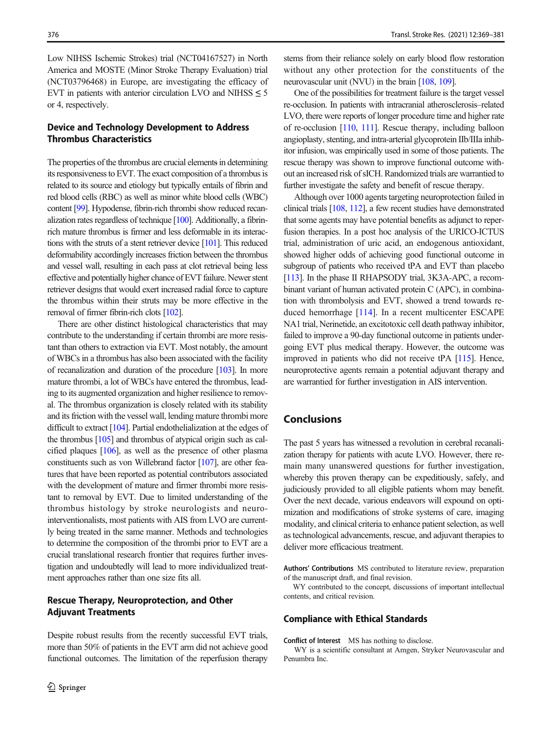Low NIHSS Ischemic Strokes) trial (NCT04167527) in North America and MOSTE (Minor Stroke Therapy Evaluation) trial (NCT03796468) in Europe, are investigating the efficacy of EVT in patients with anterior circulation LVO and NIHSS ≤ 5 or 4, respectively.

## Device and Technology Development to Address Thrombus Characteristics

The properties of the thrombus are crucial elements in determining its responsiveness to EVT. The exact composition of a thrombus is related to its source and etiology but typically entails of fibrin and red blood cells (RBC) as well as minor white blood cells (WBC) content [99]. Hypodense, fibrin-rich thrombi show reduced recanalization rates regardless of technique [100]. Additionally, a fibrin-rich mature thrombus is firmer and less deformable in its interactions with the struts of a stent retriever device [101]. This reduced deformability accordingly increases friction between the thrombus and vessel wall, resulting in each pass at clot retrieval being less effective and potentially higher chance of EVT failure. Newer stent retriever designs that would exert increased radial force to capture the thrombus within their struts may be more effective in the removal of firmer fibrin-rich clots [102].

There are other distinct histological characteristics that may contribute to the understanding if certain thrombi are more resistant than others to extraction via EVT. Most notably, the amount of WBCs in a thrombus has also been associated with the facility of recanalization and duration of the procedure [103]. In more mature thrombi, a lot of WBCs have entered the thrombus, leading to its augmented organization and higher resilience to removal. The thrombus organization is closely related with its stability and its friction with the vessel wall, lending mature thrombi more difficult to extract [104]. Partial endothelialization at the edges of the thrombus [105] and thrombus of atypical origin such as calcified plaques [106], as well as the presence of other plasma constituents such as von Willebrand factor [107], are other features that have been reported as potential contributors associated with the development of mature and firmer thrombi more resistant to removal by EVT. Due to limited understanding of the thrombus histology by stroke neurologists and neuro-interventionalists, most patients with AIS from LVO are currently being treated in the same manner. Methods and technologies to determine the composition of the thrombi prior to EVT are a crucial translational research frontier that requires further investigation and undoubtedly will lead to more individualized treatment approaches rather than one size fits all.

## Rescue Therapy, Neuroprotection, and Other Adjuvant Treatments

Despite robust results from the recently successful EVT trials, more than 50% of patients in the EVT arm did not achieve good functional outcomes. The limitation of the reperfusion therapy stems from their reliance solely on early blood flow restoration without any other protection for the constituents of the neurovascular unit (NVU) in the brain [108, 109].

One of the possibilities for treatment failure is the target vessel re-occlusion. In patients with intracranial atherosclerosis–related LVO, there were reports of longer procedure time and higher rate of re-occlusion [110, 111]. Rescue therapy, including balloon angioplasty, stenting, and intra-arterial glycoprotein IIb/IIIa inhibitor infusion, was empirically used in some of those patients. The rescue therapy was shown to improve functional outcome without an increased risk of sICH. Randomized trials are warrantied to further investigate the safety and benefit of rescue therapy.

Although over 1000 agents targeting neuroprotection failed in clinical trials [108, 112], a few recent studies have demonstrated that some agents may have potential benefits as adjunct to reperfusion therapies. In a post hoc analysis of the URICO-ICTUS trial, administration of uric acid, an endogenous antioxidant, showed higher odds of achieving good functional outcome in subgroup of patients who received tPA and EVT than placebo [113]. In the phase II RHAPSODY trial, 3K3A-APC, a recombinant variant of human activated protein C (APC), in combination with thrombolysis and EVT, showed a trend towards reduced hemorrhage [114]. In a recent multicenter ESCAPE NA1 trial, Nerinetide, an excitotoxic cell death pathway inhibitor, failed to improve a 90-day functional outcome in patients undergoing EVT plus medical therapy. However, the outcome was improved in patients who did not receive tPA [115]. Hence, neuroprotective agents remain a potential adjuvant therapy and are warrantied for further investigation in AIS intervention.

## Conclusions

The past 5 years has witnessed a revolution in cerebral recanalization therapy for patients with acute LVO. However, there remain many unanswered questions for further investigation, whereby this proven therapy can be expeditiously, safely, and judiciously provided to all eligible patients whom may benefit. Over the next decade, various endeavors will expound on optimization and modifications of stroke systems of care, imaging modality, and clinical criteria to enhance patient selection, as well as technological advancements, rescue, and adjuvant therapies to deliver more efficacious treatment.

**Authors' Contributions** MS contributed to literature review, preparation of the manuscript draft, and final revision.

WY contributed to the concept, discussions of important intellectual contents, and critical revision.

## Compliance with Ethical Standards

**Conflict of Interest** MS has nothing to disclose.

WY is a scientific consultant at Amgen, Stryker Neurovascular and Penumbra Inc.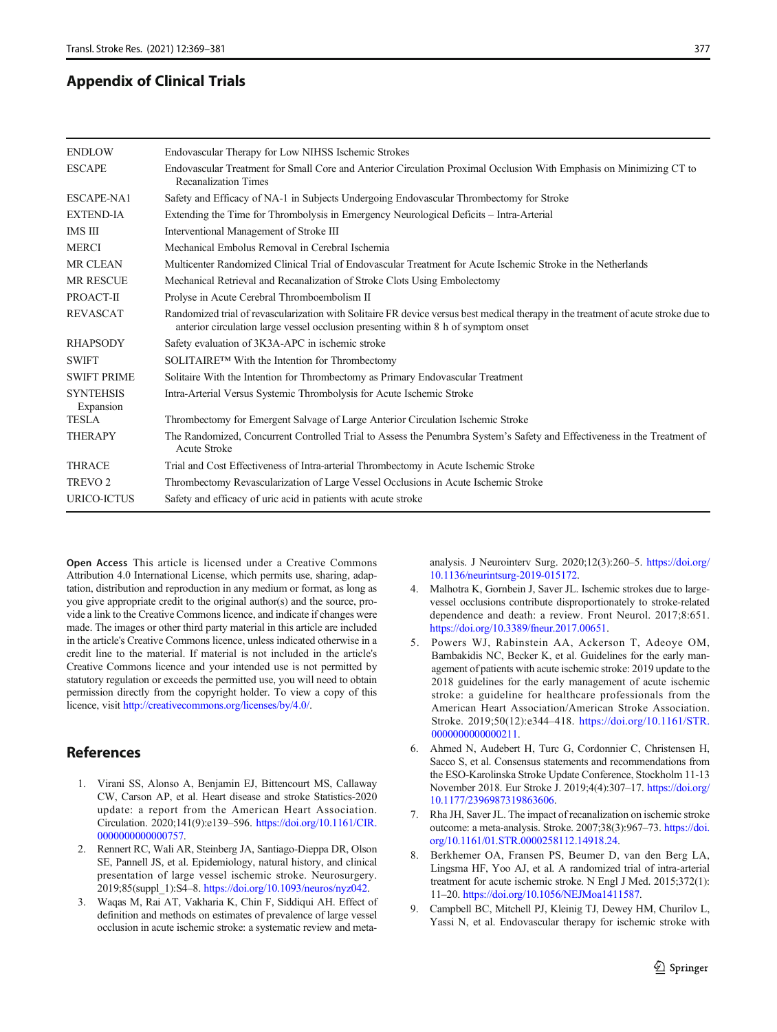## Appendix of Clinical Trials

| | |
|---|---|
| ENDLOW | Endovascular Therapy for Low NIHSS Ischemic Strokes |
| ESCAPE | Endovascular Treatment for Small Core and Anterior Circulation Proximal Occlusion With Emphasis on Minimizing CT to Recanalization Times |
| ESCAPE-NA1 | Safety and Efficacy of NA-1 in Subjects Undergoing Endovascular Thrombectomy for Stroke |
| EXTEND-IA | Extending the Time for Thrombolysis in Emergency Neurological Deficits – Intra-Arterial |
| IMS III | Interventional Management of Stroke III |
| MERCI | Mechanical Embolus Removal in Cerebral Ischemia |
| MR CLEAN | Multicenter Randomized Clinical Trial of Endovascular Treatment for Acute Ischemic Stroke in the Netherlands |
| MR RESCUE | Mechanical Retrieval and Recanalization of Stroke Clots Using Embolectomy |
| PROACT-II | Prolyse in Acute Cerebral Thromboembolism II |
| REVASCAT | Randomized trial of revascularization with Solitaire FR device versus best medical therapy in the treatment of acute stroke due to anterior circulation large vessel occlusion presenting within 8 h of symptom onset |
| RHAPSODY | Safety evaluation of 3K3A-APC in ischemic stroke |
| SWIFT | SOLITAIRE™ With the Intention for Thrombectomy |
| SWIFT PRIME | Solitaire With the Intention for Thrombectomy as Primary Endovascular Treatment |
| SYNTEHSIS Expansion | Intra-Arterial Versus Systemic Thrombolysis for Acute Ischemic Stroke |
| TESLA | Thrombectomy for Emergent Salvage of Large Anterior Circulation Ischemic Stroke |
| THERAPY | The Randomized, Concurrent Controlled Trial to Assess the Penumbra System's Safety and Effectiveness in the Treatment of Acute Stroke |
| THRACE | Trial and Cost Effectiveness of Intra-arterial Thrombectomy in Acute Ischemic Stroke |
| TREVO 2 | Thrombectomy Revascularization of Large Vessel Occlusions in Acute Ischemic Stroke |
| URICO-ICTUS | Safety and efficacy of uric acid in patients with acute stroke |

**Open Access** This article is licensed under a Creative Commons Attribution 4.0 International License, which permits use, sharing, adaptation, distribution and reproduction in any medium or format, as long as you give appropriate credit to the original author(s) and the source, provide a link to the Creative Commons licence, and indicate if changes were made. The images or other third party material in this article are included in the article's Creative Commons licence, unless indicated otherwise in a credit line to the material. If material is not included in the article's Creative Commons licence and your intended use is not permitted by statutory regulation or exceeds the permitted use, you will need to obtain permission directly from the copyright holder. To view a copy of this licence, visit http://creativecommons.org/licenses/by/4.0/.

## References

1. Virani SS, Alonso A, Benjamin EJ, Bittencourt MS, Callaway CW, Carson AP, et al. Heart disease and stroke Statistics-2020 update: a report from the American Heart Association. Circulation. 2020;141(9):e139–596. https://doi.org/10.1161/CIR.0000000000000757.
2. Rennert RC, Wali AR, Steinberg JA, Santiago-Dieppa DR, Olson SE, Pannell JS, et al. Epidemiology, natural history, and clinical presentation of large vessel ischemic stroke. Neurosurgery. 2019;85(suppl_1):S4–8. https://doi.org/10.1093/neuros/nyz042.
3. Waqas M, Rai AT, Vakharia K, Chin F, Siddiqui AH. Effect of definition and methods on estimates of prevalence of large vessel occlusion in acute ischemic stroke: a systematic review and meta-analysis. J Neurointerv Surg. 2020;12(3):260–5. https://doi.org/10.1136/neurintsurg-2019-015172.
4. Malhotra K, Gornbein J, Saver JL. Ischemic strokes due to large-vessel occlusions contribute disproportionately to stroke-related dependence and death: a review. Front Neurol. 2017;8:651. https://doi.org/10.3389/fneur.2017.00651.
5. Powers WJ, Rabinstein AA, Ackerson T, Adeoye OM, Bambakidis NC, Becker K, et al. Guidelines for the early management of patients with acute ischemic stroke: 2019 update to the 2018 guidelines for the early management of acute ischemic stroke: a guideline for healthcare professionals from the American Heart Association/American Stroke Association. Stroke. 2019;50(12):e344–418. https://doi.org/10.1161/STR.0000000000000211.
6. Ahmed N, Audebert H, Turc G, Cordonnier C, Christensen H, Sacco S, et al. Consensus statements and recommendations from the ESO-Karolinska Stroke Update Conference, Stockholm 11-13 November 2018. Eur Stroke J. 2019;4(4):307–17. https://doi.org/10.1177/2396987319863606.
7. Rha JH, Saver JL. The impact of recanalization on ischemic stroke outcome: a meta-analysis. Stroke. 2007;38(3):967–73. https://doi.org/10.1161/01.STR.0000258112.14918.24.
8. Berkhemer OA, Fransen PS, Beumer D, van den Berg LA, Lingsma HF, Yoo AJ, et al. A randomized trial of intra-arterial treatment for acute ischemic stroke. N Engl J Med. 2015;372(1):11–20. https://doi.org/10.1056/NEJMoa1411587.
9. Campbell BC, Mitchell PJ, Kleinig TJ, Dewey HM, Churilov L, Yassi N, et al. Endovascular therapy for ischemic stroke with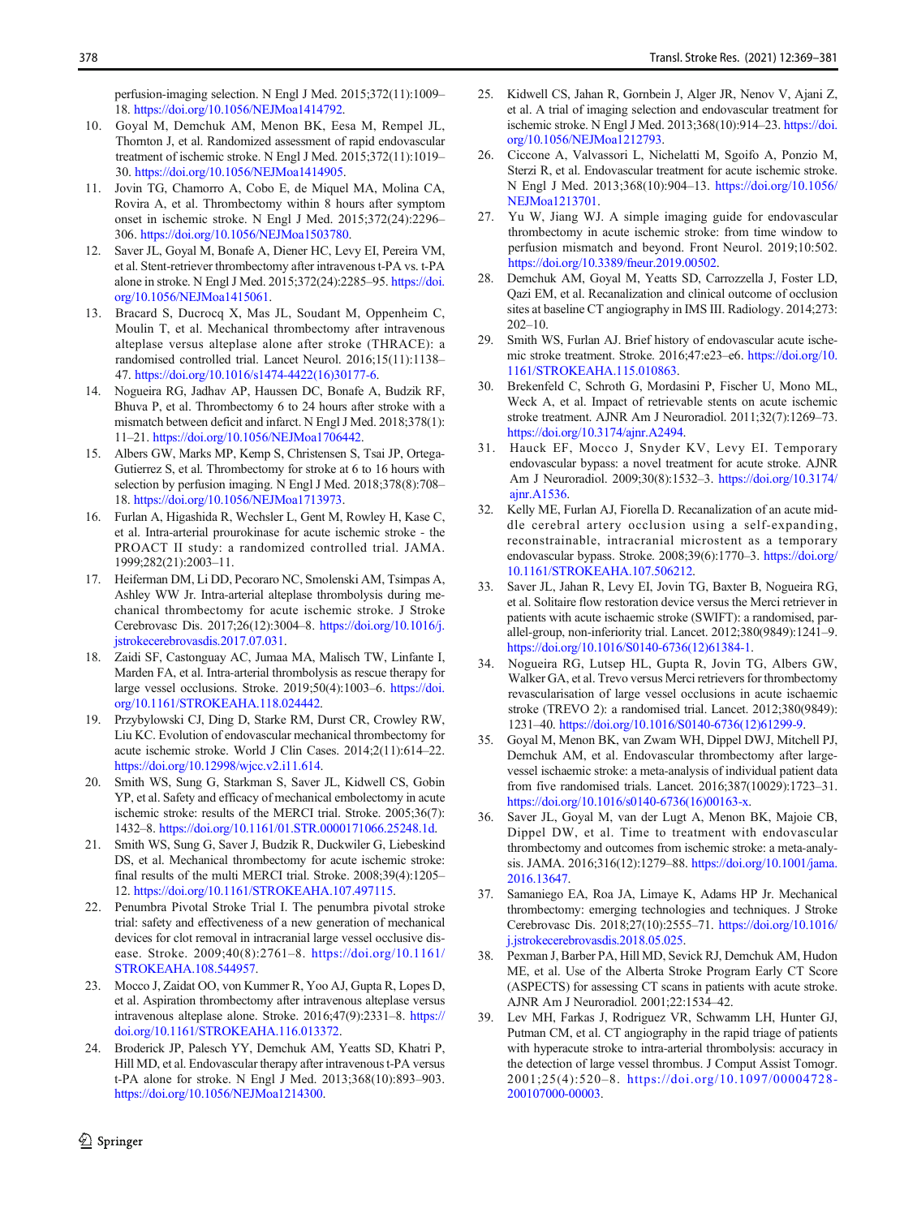perfusion-imaging selection. N Engl J Med. 2015;372(11):1009–18. https://doi.org/10.1056/NEJMoa1414792.

10. Goyal M, Demchuk AM, Menon BK, Eesa M, Rempel JL, Thornton J, et al. Randomized assessment of rapid endovascular treatment of ischemic stroke. N Engl J Med. 2015;372(11):1019–30. https://doi.org/10.1056/NEJMoa1414905.
11. Jovin TG, Chamorro A, Cobo E, de Miquel MA, Molina CA, Rovira A, et al. Thrombectomy within 8 hours after symptom onset in ischemic stroke. N Engl J Med. 2015;372(24):2296–306. https://doi.org/10.1056/NEJMoa1503780.
12. Saver JL, Goyal M, Bonafe A, Diener HC, Levy EI, Pereira VM, et al. Stent-retriever thrombectomy after intravenous t-PA vs. t-PA alone in stroke. N Engl J Med. 2015;372(24):2285–95. https://doi.org/10.1056/NEJMoa1415061.
13. Bracard S, Ducrocq X, Mas JL, Soudant M, Oppenheim C, Moulin T, et al. Mechanical thrombectomy after intravenous alteplase versus alteplase alone after stroke (THRACE): a randomised controlled trial. Lancet Neurol. 2016;15(11):1138–47. https://doi.org/10.1016/s1474-4422(16)30177-6.
14. Nogueira RG, Jadhav AP, Haussen DC, Bonafe A, Budzik RF, Bhuva P, et al. Thrombectomy 6 to 24 hours after stroke with a mismatch between deficit and infarct. N Engl J Med. 2018;378(1):11–21. https://doi.org/10.1056/NEJMoa1706442.
15. Albers GW, Marks MP, Kemp S, Christensen S, Tsai JP, Ortega-Gutierrez S, et al. Thrombectomy for stroke at 6 to 16 hours with selection by perfusion imaging. N Engl J Med. 2018;378(8):708–18. https://doi.org/10.1056/NEJMoa1713973.
16. Furlan A, Higashida R, Wechsler L, Gent M, Rowley H, Kase C, et al. Intra-arterial prourokinase for acute ischemic stroke - the PROACT II study: a randomized controlled trial. JAMA. 1999;282(21):2003–11.
17. Heiferman DM, Li DD, Pecoraro NC, Smolenski AM, Tsimpas A, Ashley WW Jr. Intra-arterial alteplase thrombolysis during mechanical thrombectomy for acute ischemic stroke. J Stroke Cerebrovasc Dis. 2017;26(12):3004–8. https://doi.org/10.1016/j.jstrokecerebrovasdis.2017.07.031.
18. Zaidi SF, Castonguay AC, Jumaa MA, Malisch TW, Linfante I, Marden FA, et al. Intra-arterial thrombolysis as rescue therapy for large vessel occlusions. Stroke. 2019;50(4):1003–6. https://doi.org/10.1161/STROKEAHA.118.024442.
19. Przybylowski CJ, Ding D, Starke RM, Durst CR, Crowley RW, Liu KC. Evolution of endovascular mechanical thrombectomy for acute ischemic stroke. World J Clin Cases. 2014;2(11):614–22. https://doi.org/10.12998/wjcc.v2.i11.614.
20. Smith WS, Sung G, Starkman S, Saver JL, Kidwell CS, Gobin YP, et al. Safety and efficacy of mechanical embolectomy in acute ischemic stroke: results of the MERCI trial. Stroke. 2005;36(7):1432–8. https://doi.org/10.1161/01.STR.0000171066.25248.1d.
21. Smith WS, Sung G, Saver J, Budzik R, Duckwiler G, Liebeskind DS, et al. Mechanical thrombectomy for acute ischemic stroke: final results of the multi MERCI trial. Stroke. 2008;39(4):1205–12. https://doi.org/10.1161/STROKEAHA.107.497115.
22. Penumbra Pivotal Stroke Trial I. The penumbra pivotal stroke trial: safety and effectiveness of a new generation of mechanical devices for clot removal in intracranial large vessel occlusive disease. Stroke. 2009;40(8):2761–8. https://doi.org/10.1161/STROKEAHA.108.544957.
23. Mocco J, Zaidat OO, von Kummer R, Yoo AJ, Gupta R, Lopes D, et al. Aspiration thrombectomy after intravenous alteplase versus intravenous alteplase alone. Stroke. 2016;47(9):2331–8. https://doi.org/10.1161/STROKEAHA.116.013372.
24. Broderick JP, Palesch YY, Demchuk AM, Yeatts SD, Khatri P, Hill MD, et al. Endovascular therapy after intravenous t-PA versus t-PA alone for stroke. N Engl J Med. 2013;368(10):893–903. https://doi.org/10.1056/NEJMoa1214300.
25. Kidwell CS, Jahan R, Gornbein J, Alger JR, Nenov V, Ajani Z, et al. A trial of imaging selection and endovascular treatment for ischemic stroke. N Engl J Med. 2013;368(10):914–23. https://doi.org/10.1056/NEJMoa1212793.
26. Ciccone A, Valvassori L, Nichelatti M, Sgoifo A, Ponzio M, Sterzi R, et al. Endovascular treatment for acute ischemic stroke. N Engl J Med. 2013;368(10):904–13. https://doi.org/10.1056/NEJMoa1213701.
27. Yu W, Jiang WJ. A simple imaging guide for endovascular thrombectomy in acute ischemic stroke: from time window to perfusion mismatch and beyond. Front Neurol. 2019;10:502. https://doi.org/10.3389/fneur.2019.00502.
28. Demchuk AM, Goyal M, Yeatts SD, Carrozzella J, Foster LD, Qazi EM, et al. Recanalization and clinical outcome of occlusion sites at baseline CT angiography in IMS III. Radiology. 2014;273:202–10.
29. Smith WS, Furlan AJ. Brief history of endovascular acute ischemic stroke treatment. Stroke. 2016;47:e23–e6. https://doi.org/10.1161/STROKEAHA.115.010863.
30. Brekenfeld C, Schroth G, Mordasini P, Fischer U, Mono ML, Weck A, et al. Impact of retrievable stents on acute ischemic stroke treatment. AJNR Am J Neuroradiol. 2011;32(7):1269–73. https://doi.org/10.3174/ajnr.A2494.
31. Hauck EF, Mocco J, Snyder KV, Levy EI. Temporary endovascular bypass: a novel treatment for acute stroke. AJNR Am J Neuroradiol. 2009;30(8):1532–3. https://doi.org/10.3174/ajnr.A1536.
32. Kelly ME, Furlan AJ, Fiorella D. Recanalization of an acute middle cerebral artery occlusion using a self-expanding, reconstrainable, intracranial microstent as a temporary endovascular bypass. Stroke. 2008;39(6):1770–3. https://doi.org/10.1161/STROKEAHA.107.506212.
33. Saver JL, Jahan R, Levy EI, Jovin TG, Baxter B, Nogueira RG, et al. Solitaire flow restoration device versus the Merci retriever in patients with acute ischaemic stroke (SWIFT): a randomised, parallel-group, non-inferiority trial. Lancet. 2012;380(9849):1241–9. https://doi.org/10.1016/S0140-6736(12)61384-1.
34. Nogueira RG, Lutsep HL, Gupta R, Jovin TG, Albers GW, Walker GA, et al. Trevo versus Merci retrievers for thrombectomy revascularisation of large vessel occlusions in acute ischaemic stroke (TREVO 2): a randomised trial. Lancet. 2012;380(9849):1231–40. https://doi.org/10.1016/S0140-6736(12)61299-9.
35. Goyal M, Menon BK, van Zwam WH, Dippel DWJ, Mitchell PJ, Demchuk AM, et al. Endovascular thrombectomy after large-vessel ischaemic stroke: a meta-analysis of individual patient data from five randomised trials. Lancet. 2016;387(10029):1723–31. https://doi.org/10.1016/s0140-6736(16)00163-x.
36. Saver JL, Goyal M, van der Lugt A, Menon BK, Majoie CB, Dippel DW, et al. Time to treatment with endovascular thrombectomy and outcomes from ischemic stroke: a meta-analysis. JAMA. 2016;316(12):1279–88. https://doi.org/10.1001/jama.2016.13647.
37. Samaniego EA, Roa JA, Limaye K, Adams HP Jr. Mechanical thrombectomy: emerging technologies and techniques. J Stroke Cerebrovasc Dis. 2018;27(10):2555–71. https://doi.org/10.1016/j.jstrokecerebrovasdis.2018.05.025.
38. Pexman J, Barber PA, Hill MD, Sevick RJ, Demchuk AM, Hudon ME, et al. Use of the Alberta Stroke Program Early CT Score (ASPECTS) for assessing CT scans in patients with acute stroke. AJNR Am J Neuroradiol. 2001;22:1534–42.
39. Lev MH, Farkas J, Rodriguez VR, Schwamm LH, Hunter GJ, Putman CM, et al. CT angiography in the rapid triage of patients with hyperacute stroke to intra-arterial thrombolysis: accuracy in the detection of large vessel thrombus. J Comput Assist Tomogr. 2001;25(4):520–8. https://doi.org/10.1097/00004728-200107000-00003.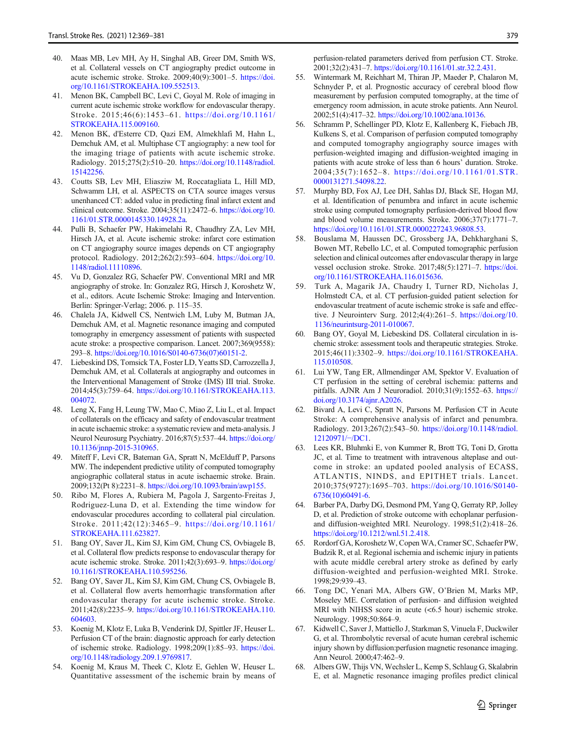40. Maas MB, Lev MH, Ay H, Singhal AB, Greer DM, Smith WS, et al. Collateral vessels on CT angiography predict outcome in acute ischemic stroke. Stroke. 2009;40(9):3001–5. https://doi.org/10.1161/STROKEAHA.109.552513.
41. Menon BK, Campbell BC, Levi C, Goyal M. Role of imaging in current acute ischemic stroke workflow for endovascular therapy. Stroke. 2015;46(6):1453–61. https://doi.org/10.1161/STROKEAHA.115.009160.
42. Menon BK, d'Esterre CD, Qazi EM, Almekhlafi M, Hahn L, Demchuk AM, et al. Multiphase CT angiography: a new tool for the imaging triage of patients with acute ischemic stroke. Radiology. 2015;275(2):510–20. https://doi.org/10.1148/radiol.15142256.
43. Coutts SB, Lev MH, Eliasziw M, Roccatagliata L, Hill MD, Schwamm LH, et al. ASPECTS on CTA source images versus unenhanced CT: added value in predicting final infarct extent and clinical outcome. Stroke. 2004;35(11):2472–6. https://doi.org/10.1161/01.STR.0000145330.14928.2a.
44. Pulli B, Schaefer PW, Hakimelahi R, Chaudhry ZA, Lev MH, Hirsch JA, et al. Acute ischemic stroke: infarct core estimation on CT angiography source images depends on CT angiography protocol. Radiology. 2012;262(2):593–604. https://doi.org/10.1148/radiol.11110896.
45. Vu D, Gonzalez RG, Schaefer PW. Conventional MRI and MR angiography of stroke. In: Gonzalez RG, Hirsch J, Koroshetz W, et al., editors. Acute Ischemic Stroke: Imaging and Intervention. Berlin: Springer-Verlag; 2006. p. 115–35.
46. Chalela JA, Kidwell CS, Nentwich LM, Luby M, Butman JA, Demchuk AM, et al. Magnetic resonance imaging and computed tomography in emergency assessment of patients with suspected acute stroke: a prospective comparison. Lancet. 2007;369(9558):293–8. https://doi.org/10.1016/S0140-6736(07)60151-2.
47. Liebeskind DS, Tomsick TA, Foster LD, Yeatts SD, Carrozzella J, Demchuk AM, et al. Collaterals at angiography and outcomes in the Interventional Management of Stroke (IMS) III trial. Stroke. 2014;45(3):759–64. https://doi.org/10.1161/STROKEAHA.113.004072.
48. Leng X, Fang H, Leung TW, Mao C, Miao Z, Liu L, et al. Impact of collaterals on the efficacy and safety of endovascular treatment in acute ischaemic stroke: a systematic review and meta-analysis. J Neurol Neurosurg Psychiatry. 2016;87(5):537–44. https://doi.org/10.1136/jnnp-2015-310965.
49. Miteff F, Levi CR, Bateman GA, Spratt N, McElduff P, Parsons MW. The independent predictive utility of computed tomography angiographic collateral status in acute ischaemic stroke. Brain. 2009;132(Pt 8):2231–8. https://doi.org/10.1093/brain/awp155.
50. Ribo M, Flores A, Rubiera M, Pagola J, Sargento-Freitas J, Rodriguez-Luna D, et al. Extending the time window for endovascular procedures according to collateral pial circulation. Stroke. 2011;42(12):3465–9. https://doi.org/10.1161/STROKEAHA.111.623827.
51. Bang OY, Saver JL, Kim SJ, Kim GM, Chung CS, Ovbiagele B, et al. Collateral flow predicts response to endovascular therapy for acute ischemic stroke. Stroke. 2011;42(3):693–9. https://doi.org/10.1161/STROKEAHA.110.595256.
52. Bang OY, Saver JL, Kim SJ, Kim GM, Chung CS, Ovbiagele B, et al. Collateral flow averts hemorrhagic transformation after endovascular therapy for acute ischemic stroke. Stroke. 2011;42(8):2235–9. https://doi.org/10.1161/STROKEAHA.110.604603.
53. Koenig M, Klotz E, Luka B, Venderink DJ, Spittler JF, Heuser L. Perfusion CT of the brain: diagnostic approach for early detection of ischemic stroke. Radiology. 1998;209(1):85–93. https://doi.org/10.1148/radiology.209.1.9769817.
54. Koenig M, Kraus M, Theek C, Klotz E, Gehlen W, Heuser L. Quantitative assessment of the ischemic brain by means of perfusion-related parameters derived from perfusion CT. Stroke. 2001;32(2):431–7. https://doi.org/10.1161/01.str.32.2.431.
55. Wintermark M, Reichhart M, Thiran JP, Maeder P, Chalaron M, Schnyder P, et al. Prognostic accuracy of cerebral blood flow measurement by perfusion computed tomography, at the time of emergency room admission, in acute stroke patients. Ann Neurol. 2002;51(4):417–32. https://doi.org/10.1002/ana.10136.
56. Schramm P, Schellinger PD, Klotz E, Kallenberg K, Fiebach JB, Kulkens S, et al. Comparison of perfusion computed tomography and computed tomography angiography source images with perfusion-weighted imaging and diffusion-weighted imaging in patients with acute stroke of less than 6 hours' duration. Stroke. 2004;35(7):1652–8. https://doi.org/10.1161/01.STR.0000131271.54098.22.
57. Murphy BD, Fox AJ, Lee DH, Sahlas DJ, Black SE, Hogan MJ, et al. Identification of penumbra and infarct in acute ischemic stroke using computed tomography perfusion-derived blood flow and blood volume measurements. Stroke. 2006;37(7):1771–7. https://doi.org/10.1161/01.STR.0000227243.96808.53.
58. Bouslama M, Haussen DC, Grossberg JA, Dehkharghani S, Bowen MT, Rebello LC, et al. Computed tomographic perfusion selection and clinical outcomes after endovascular therapy in large vessel occlusion stroke. Stroke. 2017;48(5):1271–7. https://doi.org/10.1161/STROKEAHA.116.015636.
59. Turk A, Magarik JA, Chaudry I, Turner RD, Nicholas J, Holmstedt CA, et al. CT perfusion-guided patient selection for endovascular treatment of acute ischemic stroke is safe and effective. J Neurointerv Surg. 2012;4(4):261–5. https://doi.org/10.1136/neurintsurg-2011-010067.
60. Bang OY, Goyal M, Liebeskind DS. Collateral circulation in ischemic stroke: assessment tools and therapeutic strategies. Stroke. 2015;46(11):3302–9. https://doi.org/10.1161/STROKEAHA.115.010508.
61. Lui YW, Tang ER, Allmendinger AM, Spektor V. Evaluation of CT perfusion in the setting of cerebral ischemia: patterns and pitfalls. AJNR Am J Neuroradiol. 2010;31(9):1552–63. https://doi.org/10.3174/ajnr.A2026.
62. Bivard A, Levi C, Spratt N, Parsons M. Perfusion CT in Acute Stroke: A comprehensive analysis of infarct and penumbra. Radiology. 2013;267(2):543–50. https://doi.org/10.1148/radiol.12120971/-/DC1.
63. Lees KR, Bluhmki E, von Kummer R, Brott TG, Toni D, Grotta JC, et al. Time to treatment with intravenous alteplase and outcome in stroke: an updated pooled analysis of ECASS, ATLANTIS, NINDS, and EPITHET trials. Lancet. 2010;375(9727):1695–703. https://doi.org/10.1016/S0140-6736(10)60491-6.
64. Barber PA, Darby DG, Desmond PM, Yang Q, Gerraty RP, Jolley D, et al. Prediction of stroke outcome with echoplanar perfusion- and diffusion-weighted MRI. Neurology. 1998;51(2):418–26. https://doi.org/10.1212/wnl.51.2.418.
65. Rordorf GA, Koroshetz W, Copen WA, Cramer SC, Schaefer PW, Budzik R, et al. Regional ischemia and ischemic injury in patients with acute middle cerebral artery stroke as defined by early diffusion-weighted and perfusion-weighted MRI. Stroke. 1998;29:939–43.
66. Tong DC, Yenari MA, Albers GW, O'Brien M, Marks MP, Moseley ME. Correlation of perfusion- and diffusion weighted MRI with NIHSS score in acute (<6.5 hour) ischemic stroke. Neurology. 1998;50:864–9.
67. Kidwell C, Saver J, Mattiello J, Starkman S, Vinuela F, Duckwiler G, et al. Thrombolytic reversal of acute human cerebral ischemic injury shown by diffusion:perfusion magnetic resonance imaging. Ann Neurol. 2000;47:462–9.
68. Albers GW, Thijs VN, Wechsler L, Kemp S, Schlaug G, Skalabrin E, et al. Magnetic resonance imaging profiles predict clinical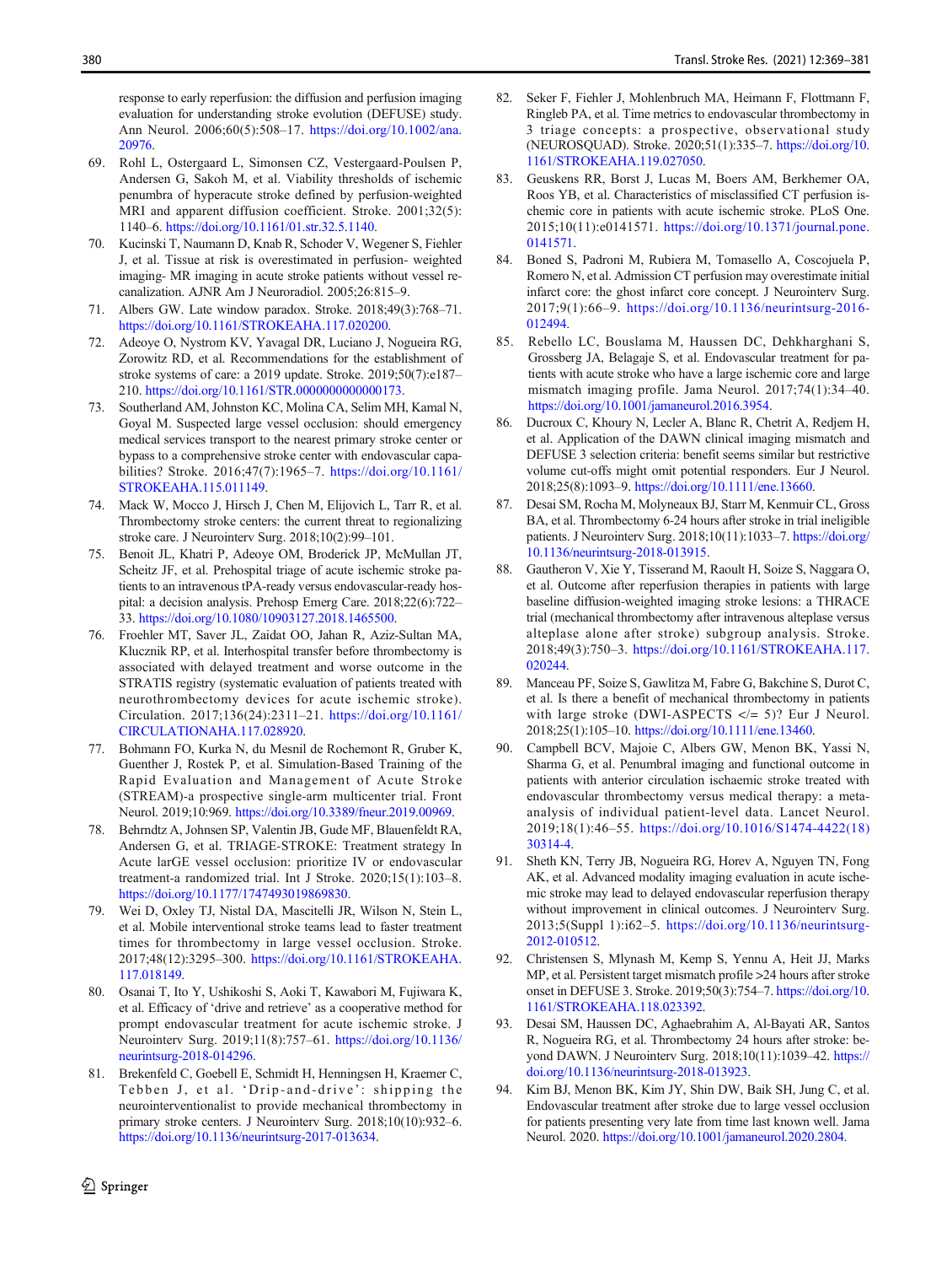response to early reperfusion: the diffusion and perfusion imaging evaluation for understanding stroke evolution (DEFUSE) study. Ann Neurol. 2006;60(5):508–17. https://doi.org/10.1002/ana.20976.

69. Rohl L, Ostergaard L, Simonsen CZ, Vestergaard-Poulsen P, Andersen G, Sakoh M, et al. Viability thresholds of ischemic penumbra of hyperacute stroke defined by perfusion-weighted MRI and apparent diffusion coefficient. Stroke. 2001;32(5):1140–6. https://doi.org/10.1161/01.str.32.5.1140.
70. Kucinski T, Naumann D, Knab R, Schoder V, Wegener S, Fiehler J, et al. Tissue at risk is overestimated in perfusion- weighted imaging- MR imaging in acute stroke patients without vessel recanalization. AJNR Am J Neuroradiol. 2005;26:815–9.
71. Albers GW. Late window paradox. Stroke. 2018;49(3):768–71. https://doi.org/10.1161/STROKEAHA.117.020200.
72. Adeoye O, Nystrom KV, Yavagal DR, Luciano J, Nogueira RG, Zorowitz RD, et al. Recommendations for the establishment of stroke systems of care: a 2019 update. Stroke. 2019;50(7):e187–210. https://doi.org/10.1161/STR.0000000000000173.
73. Southerland AM, Johnston KC, Molina CA, Selim MH, Kamal N, Goyal M. Suspected large vessel occlusion: should emergency medical services transport to the nearest primary stroke center or bypass to a comprehensive stroke center with endovascular capabilities? Stroke. 2016;47(7):1965–7. https://doi.org/10.1161/STROKEAHA.115.011149.
74. Mack W, Mocco J, Hirsch J, Chen M, Elijovich L, Tarr R, et al. Thrombectomy stroke centers: the current threat to regionalizing stroke care. J Neurointerv Surg. 2018;10(2):99–101.
75. Benoit JL, Khatri P, Adeoye OM, Broderick JP, McMullan JT, Scheitz JF, et al. Prehospital triage of acute ischemic stroke patients to an intravenous tPA-ready versus endovascular-ready hospital: a decision analysis. Prehosp Emerg Care. 2018;22(6):722–33. https://doi.org/10.1080/10903127.2018.1465500.
76. Froehler MT, Saver JL, Zaidat OO, Jahan R, Aziz-Sultan MA, Klucznik RP, et al. Interhospital transfer before thrombectomy is associated with delayed treatment and worse outcome in the STRATIS registry (systematic evaluation of patients treated with neurothrombectomy devices for acute ischemic stroke). Circulation. 2017;136(24):2311–21. https://doi.org/10.1161/CIRCULATIONAHA.117.028920.
77. Bohmann FO, Kurka N, du Mesnil de Rochemont R, Gruber K, Guenther J, Rostek P, et al. Simulation-Based Training of the Rapid Evaluation and Management of Acute Stroke (STREAM)-a prospective single-arm multicenter trial. Front Neurol. 2019;10:969. https://doi.org/10.3389/fneur.2019.00969.
78. Behrndtz A, Johnsen SP, Valentin JB, Gude MF, Blauenfeldt RA, Andersen G, et al. TRIAGE-STROKE: Treatment strategy In Acute larGE vessel occlusion: prioritize IV or endovascular treatment-a randomized trial. Int J Stroke. 2020;15(1):103–8. https://doi.org/10.1177/1747493019869830.
79. Wei D, Oxley TJ, Nistal DA, Mascitelli JR, Wilson N, Stein L, et al. Mobile interventional stroke teams lead to faster treatment times for thrombectomy in large vessel occlusion. Stroke. 2017;48(12):3295–300. https://doi.org/10.1161/STROKEAHA.117.018149.
80. Osanai T, Ito Y, Ushikoshi S, Aoki T, Kawabori M, Fujiwara K, et al. Efficacy of 'drive and retrieve' as a cooperative method for prompt endovascular treatment for acute ischemic stroke. J Neurointerv Surg. 2019;11(8):757–61. https://doi.org/10.1136/neurintsurg-2018-014296.
81. Brekenfeld C, Goebell E, Schmidt H, Henningsen H, Kraemer C, Tebben J, et al. 'Drip-and-drive': shipping the neurointerventionalist to provide mechanical thrombectomy in primary stroke centers. J Neurointerv Surg. 2018;10(10):932–6. https://doi.org/10.1136/neurintsurg-2017-013634.
82. Seker F, Fiehler J, Mohlenbruch MA, Heimann F, Flottmann F, Ringleb PA, et al. Time metrics to endovascular thrombectomy in 3 triage concepts: a prospective, observational study (NEUROSQUAD). Stroke. 2020;51(1):335–7. https://doi.org/10.1161/STROKEAHA.119.027050.
83. Geuskens RR, Borst J, Lucas M, Boers AM, Berkhemer OA, Roos YB, et al. Characteristics of misclassified CT perfusion ischemic core in patients with acute ischemic stroke. PLoS One. 2015;10(11):e0141571. https://doi.org/10.1371/journal.pone.0141571.
84. Boned S, Padroni M, Rubiera M, Tomasello A, Coscojuela P, Romero N, et al. Admission CT perfusion may overestimate initial infarct core: the ghost infarct core concept. J Neurointerv Surg. 2017;9(1):66–9. https://doi.org/10.1136/neurintsurg-2016-012494.
85. Rebello LC, Bouslama M, Haussen DC, Dehkharghani S, Grossberg JA, Belagaje S, et al. Endovascular treatment for patients with acute stroke who have a large ischemic core and large mismatch imaging profile. Jama Neurol. 2017;74(1):34–40. https://doi.org/10.1001/jamaneurol.2016.3954.
86. Ducroux C, Khoury N, Lecler A, Blanc R, Chetrit A, Redjem H, et al. Application of the DAWN clinical imaging mismatch and DEFUSE 3 selection criteria: benefit seems similar but restrictive volume cut-offs might omit potential responders. Eur J Neurol. 2018;25(8):1093–9. https://doi.org/10.1111/ene.13660.
87. Desai SM, Rocha M, Molyneaux BJ, Starr M, Kenmuir CL, Gross BA, et al. Thrombectomy 6-24 hours after stroke in trial ineligible patients. J Neurointerv Surg. 2018;10(11):1033–7. https://doi.org/10.1136/neurintsurg-2018-013915.
88. Gautheron V, Xie Y, Tisserand M, Raoult H, Soize S, Naggara O, et al. Outcome after reperfusion therapies in patients with large baseline diffusion-weighted imaging stroke lesions: a THRACE trial (mechanical thrombectomy after intravenous alteplase versus alteplase alone after stroke) subgroup analysis. Stroke. 2018;49(3):750–3. https://doi.org/10.1161/STROKEAHA.117.020244.
89. Manceau PF, Soize S, Gawlitza M, Fabre G, Bakchine S, Durot C, et al. Is there a benefit of mechanical thrombectomy in patients with large stroke (DWI-ASPECTS </= 5)? Eur J Neurol. 2018;25(1):105–10. https://doi.org/10.1111/ene.13460.
90. Campbell BCV, Majoie C, Albers GW, Menon BK, Yassi N, Sharma G, et al. Penumbral imaging and functional outcome in patients with anterior circulation ischaemic stroke treated with endovascular thrombectomy versus medical therapy: a meta-analysis of individual patient-level data. Lancet Neurol. 2019;18(1):46–55. https://doi.org/10.1016/S1474-4422(18)30314-4.
91. Sheth KN, Terry JB, Nogueira RG, Horev A, Nguyen TN, Fong AK, et al. Advanced modality imaging evaluation in acute ischemic stroke may lead to delayed endovascular reperfusion therapy without improvement in clinical outcomes. J Neurointerv Surg. 2013;5(Suppl 1):i62–5. https://doi.org/10.1136/neurintsurg-2012-010512.
92. Christensen S, Mlynash M, Kemp S, Yennu A, Heit JJ, Marks MP, et al. Persistent target mismatch profile >24 hours after stroke onset in DEFUSE 3. Stroke. 2019;50(3):754–7. https://doi.org/10.1161/STROKEAHA.118.023392.
93. Desai SM, Haussen DC, Aghaebrahim A, Al-Bayati AR, Santos R, Nogueira RG, et al. Thrombectomy 24 hours after stroke: beyond DAWN. J Neurointerv Surg. 2018;10(11):1039–42. https://doi.org/10.1136/neurintsurg-2018-013923.
94. Kim BJ, Menon BK, Kim JY, Shin DW, Baik SH, Jung C, et al. Endovascular treatment after stroke due to large vessel occlusion for patients presenting very late from time last known well. Jama Neurol. 2020. https://doi.org/10.1001/jamaneurol.2020.2804.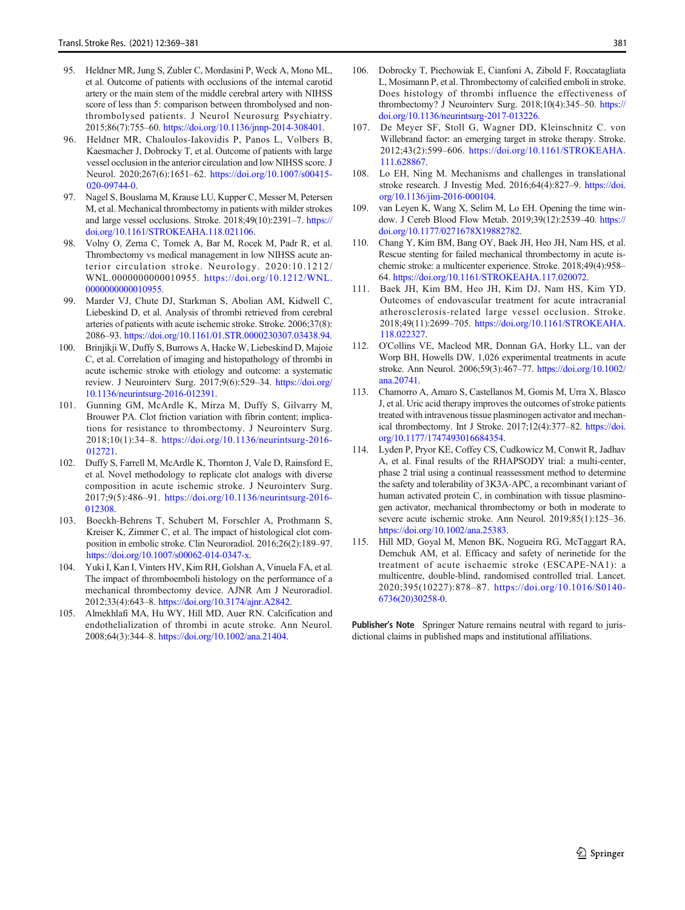95. Heldner MR, Jung S, Zubler C, Mordasini P, Weck A, Mono ML, et al. Outcome of patients with occlusions of the internal carotid artery or the main stem of the middle cerebral artery with NIHSS score of less than 5: comparison between thrombolysed and non-thrombolysed patients. J Neurol Neurosurg Psychiatry. 2015;86(7):755–60. https://doi.org/10.1136/jnnp-2014-308401.
96. Heldner MR, Chaloulos-Iakovidis P, Panos L, Volbers B, Kaesmacher J, Dobrocky T, et al. Outcome of patients with large vessel occlusion in the anterior circulation and low NIHSS score. J Neurol. 2020;267(6):1651–62. https://doi.org/10.1007/s00415-020-09744-0.
97. Nagel S, Bouslama M, Krause LU, Kupper C, Messer M, Petersen M, et al. Mechanical thrombectomy in patients with milder strokes and large vessel occlusions. Stroke. 2018;49(10):2391–7. https://doi.org/10.1161/STROKEAHA.118.021106.
98. Volny O, Zerna C, Tomek A, Bar M, Rocek M, Padr R, et al. Thrombectomy vs medical management in low NIHSS acute anterior circulation stroke. Neurology. 2020:10.1212/WNL.0000000000010955. https://doi.org/10.1212/WNL.0000000000010955.
99. Marder VJ, Chute DJ, Starkman S, Abolian AM, Kidwell C, Liebeskind D, et al. Analysis of thrombi retrieved from cerebral arteries of patients with acute ischemic stroke. Stroke. 2006;37(8):2086–93. https://doi.org/10.1161/01.STR.0000230307.03438.94.
100. Brinjikji W, Duffy S, Burrows A, Hacke W, Liebeskind D, Majoie C, et al. Correlation of imaging and histopathology of thrombi in acute ischemic stroke with etiology and outcome: a systematic review. J Neurointerv Surg. 2017;9(6):529–34. https://doi.org/10.1136/neurintsurg-2016-012391.
101. Gunning GM, McArdle K, Mirza M, Duffy S, Gilvarry M, Brouwer PA. Clot friction variation with fibrin content; implications for resistance to thrombectomy. J Neurointerv Surg. 2018;10(1):34–8. https://doi.org/10.1136/neurintsurg-2016-012721.
102. Duffy S, Farrell M, McArdle K, Thornton J, Vale D, Rainsford E, et al. Novel methodology to replicate clot analogs with diverse composition in acute ischemic stroke. J Neurointerv Surg. 2017;9(5):486–91. https://doi.org/10.1136/neurintsurg-2016-012308.
103. Boeckh-Behrens T, Schubert M, Forschler A, Prothmann S, Kreiser K, Zimmer C, et al. The impact of histological clot composition in embolic stroke. Clin Neuroradiol. 2016;26(2):189–97. https://doi.org/10.1007/s00062-014-0347-x.
104. Yuki I, Kan I, Vinters HV, Kim RH, Golshan A, Vinuela FA, et al. The impact of thromboemboli histology on the performance of a mechanical thrombectomy device. AJNR Am J Neuroradiol. 2012;33(4):643–8. https://doi.org/10.3174/ajnr.A2842.
105. Almekhlafi MA, Hu WY, Hill MD, Auer RN. Calcification and endothelialization of thrombi in acute stroke. Ann Neurol. 2008;64(3):344–8. https://doi.org/10.1002/ana.21404.
106. Dobrocky T, Piechowiak E, Cianfoni A, Zibold F, Roccatagliata L, Mosimann P, et al. Thrombectomy of calcified emboli in stroke. Does histology of thrombi influence the effectiveness of thrombectomy? J Neurointerv Surg. 2018;10(4):345–50. https://doi.org/10.1136/neurintsurg-2017-013226.
107. De Meyer SF, Stoll G, Wagner DD, Kleinschnitz C. von Willebrand factor: an emerging target in stroke therapy. Stroke. 2012;43(2):599–606. https://doi.org/10.1161/STROKEAHA.111.628867.
108. Lo EH, Ning M. Mechanisms and challenges in translational stroke research. J Investig Med. 2016;64(4):827–9. https://doi.org/10.1136/jim-2016-000104.
109. van Leyen K, Wang X, Selim M, Lo EH. Opening the time window. J Cereb Blood Flow Metab. 2019;39(12):2539–40. https://doi.org/10.1177/0271678X19882782.
110. Chang Y, Kim BM, Bang OY, Baek JH, Heo JH, Nam HS, et al. Rescue stenting for failed mechanical thrombectomy in acute ischemic stroke: a multicenter experience. Stroke. 2018;49(4):958–64. https://doi.org/10.1161/STROKEAHA.117.020072.
111. Baek JH, Kim BM, Heo JH, Kim DJ, Nam HS, Kim YD. Outcomes of endovascular treatment for acute intracranial atherosclerosis-related large vessel occlusion. Stroke. 2018;49(11):2699–705. https://doi.org/10.1161/STROKEAHA.118.022327.
112. O'Collins VE, Macleod MR, Donnan GA, Horky LL, van der Worp BH, Howells DW. 1,026 experimental treatments in acute stroke. Ann Neurol. 2006;59(3):467–77. https://doi.org/10.1002/ana.20741.
113. Chamorro A, Amaro S, Castellanos M, Gomis M, Urra X, Blasco J, et al. Uric acid therapy improves the outcomes of stroke patients treated with intravenous tissue plasminogen activator and mechanical thrombectomy. Int J Stroke. 2017;12(4):377–82. https://doi.org/10.1177/1747493016684354.
114. Lyden P, Pryor KE, Coffey CS, Cudkowicz M, Conwit R, Jadhav A, et al. Final results of the RHAPSODY trial: a multi-center, phase 2 trial using a continual reassessment method to determine the safety and tolerability of 3K3A-APC, a recombinant variant of human activated protein C, in combination with tissue plasminogen activator, mechanical thrombectomy or both in moderate to severe acute ischemic stroke. Ann Neurol. 2019;85(1):125–36. https://doi.org/10.1002/ana.25383.
115. Hill MD, Goyal M, Menon BK, Nogueira RG, McTaggart RA, Demchuk AM, et al. Efficacy and safety of nerinetide for the treatment of acute ischaemic stroke (ESCAPE-NA1): a multicentre, double-blind, randomised controlled trial. Lancet. 2020;395(10227):878–87. https://doi.org/10.1016/S0140-6736(20)30258-0.

**Publisher's Note** Springer Nature remains neutral with regard to jurisdictional claims in published maps and institutional affiliations.